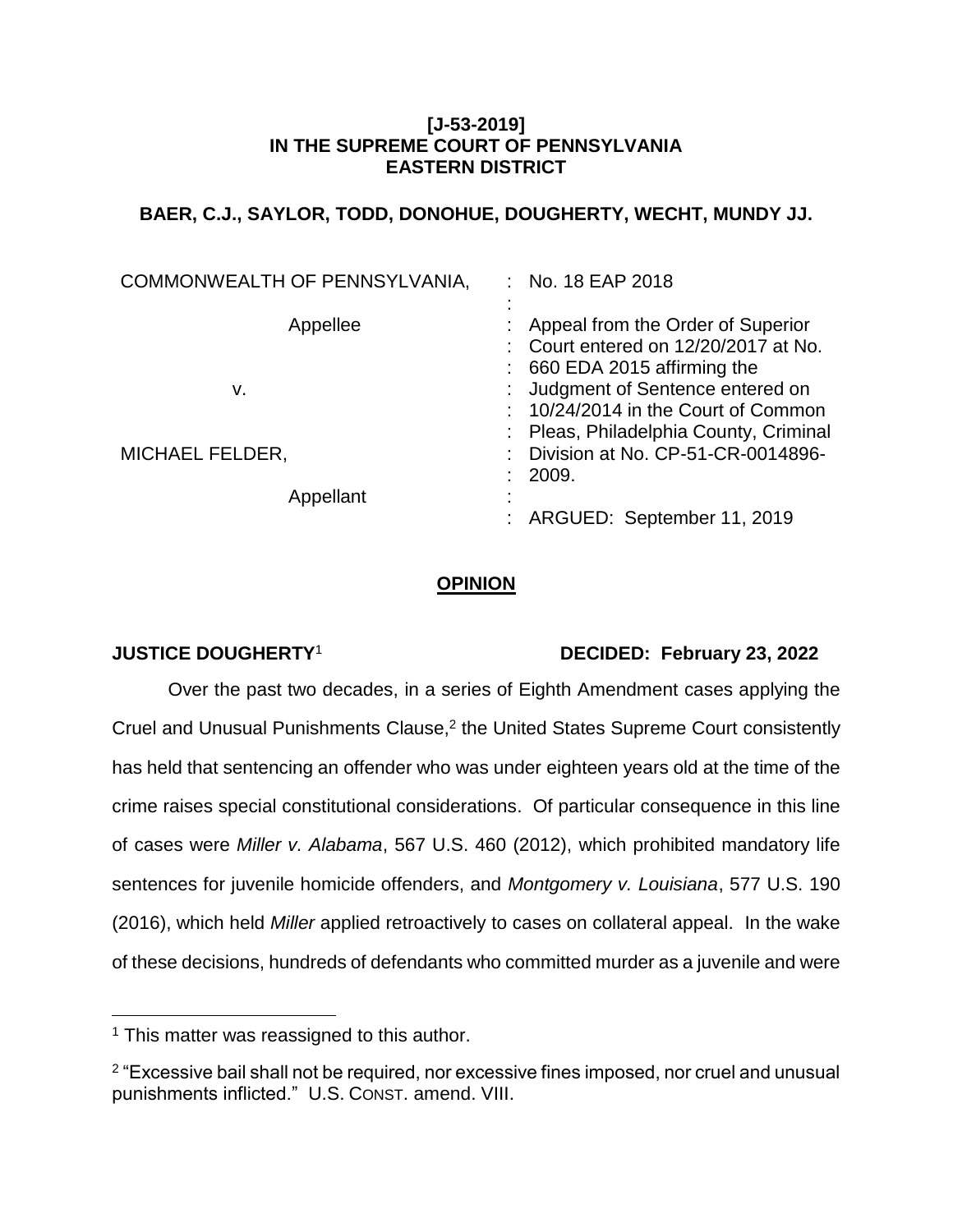**[J-53-2019]**
**IN THE SUPREME COURT OF PENNSYLVANIA**
**EASTERN DISTRICT**

**BAER, C.J., SAYLOR, TODD, DONOHUE, DOUGHERTY, WECHT, MUNDY JJ.**

| | |
|---|---|
| COMMONWEALTH OF PENNSYLVANIA, | No. 18 EAP 2018 |
| Appellee | Appeal from the Order of Superior Court entered on 12/20/2017 at No. 660 EDA 2015 affirming the Judgment of Sentence entered on 10/24/2014 in the Court of Common Pleas, Philadelphia County, Criminal Division at No. CP-51-CR-0014896-2009. |
| v. | |
| MICHAEL FELDER, | |
| Appellant | ARGUED: September 11, 2019 |

**OPINION**

**JUSTICE DOUGHERTY**[1] **DECIDED: February 23, 2022**

Over the past two decades, in a series of Eighth Amendment cases applying the Cruel and Unusual Punishments Clause,[2] the United States Supreme Court consistently has held that sentencing an offender who was under eighteen years old at the time of the crime raises special constitutional considerations. Of particular consequence in this line of cases were *Miller v. Alabama*, 567 U.S. 460 (2012), which prohibited mandatory life sentences for juvenile homicide offenders, and *Montgomery v. Louisiana*, 577 U.S. 190 (2016), which held *Miller* applied retroactively to cases on collateral appeal. In the wake of these decisions, hundreds of defendants who committed murder as a juvenile and were

---

[1] This matter was reassigned to this author.

[2] "Excessive bail shall not be required, nor excessive fines imposed, nor cruel and unusual punishments inflicted." U.S. CONST. amend. VIII.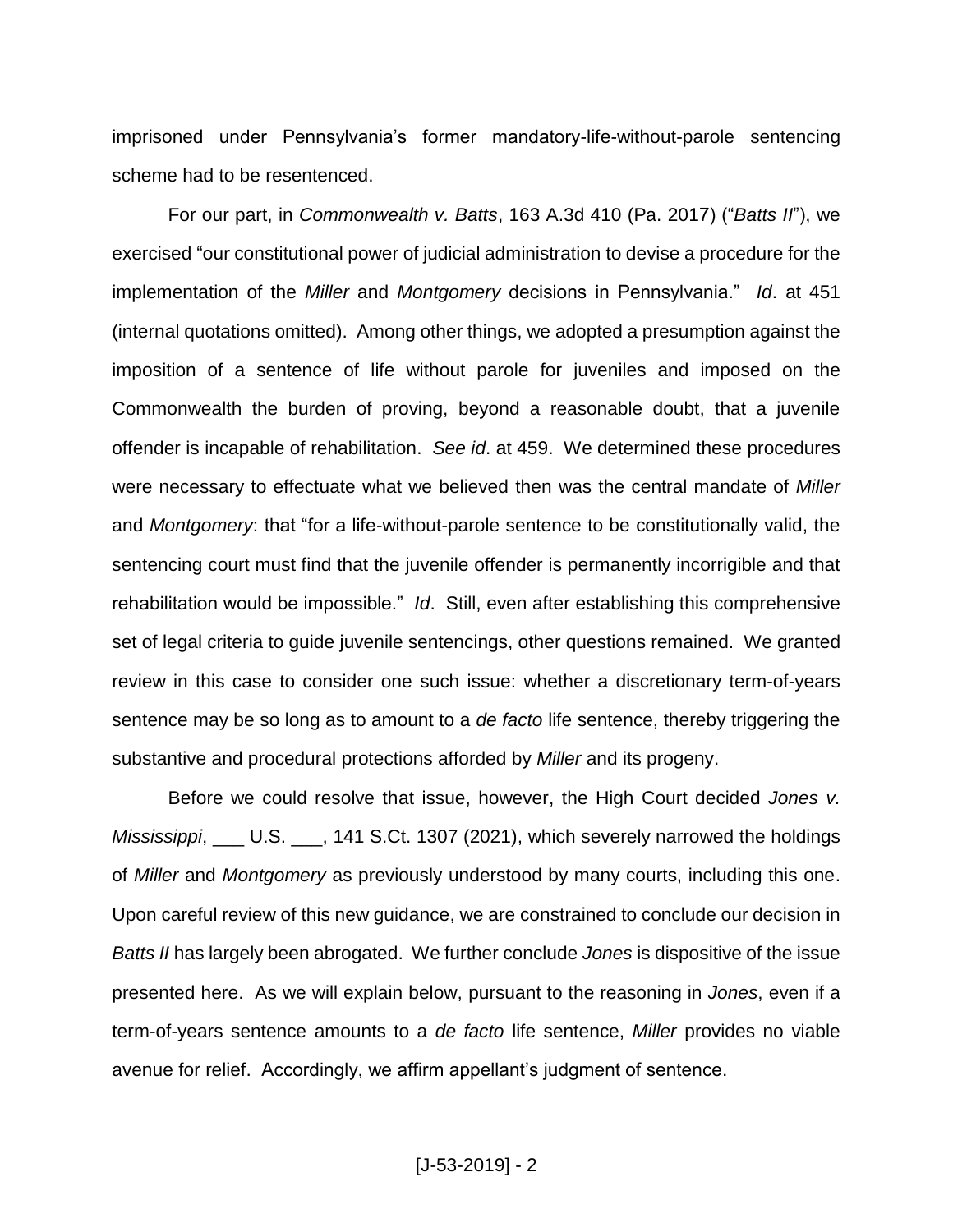imprisoned under Pennsylvania's former mandatory-life-without-parole sentencing scheme had to be resentenced.

For our part, in *Commonwealth v. Batts*, 163 A.3d 410 (Pa. 2017) ("*Batts II*"), we exercised "our constitutional power of judicial administration to devise a procedure for the implementation of the *Miller* and *Montgomery* decisions in Pennsylvania." *Id*. at 451 (internal quotations omitted). Among other things, we adopted a presumption against the imposition of a sentence of life without parole for juveniles and imposed on the Commonwealth the burden of proving, beyond a reasonable doubt, that a juvenile offender is incapable of rehabilitation. *See id*. at 459. We determined these procedures were necessary to effectuate what we believed then was the central mandate of *Miller* and *Montgomery*: that "for a life-without-parole sentence to be constitutionally valid, the sentencing court must find that the juvenile offender is permanently incorrigible and that rehabilitation would be impossible." *Id*. Still, even after establishing this comprehensive set of legal criteria to guide juvenile sentencings, other questions remained. We granted review in this case to consider one such issue: whether a discretionary term-of-years sentence may be so long as to amount to a *de facto* life sentence, thereby triggering the substantive and procedural protections afforded by *Miller* and its progeny.

Before we could resolve that issue, however, the High Court decided *Jones v. Mississippi*, ___ U.S. ___, 141 S.Ct. 1307 (2021), which severely narrowed the holdings of *Miller* and *Montgomery* as previously understood by many courts, including this one. Upon careful review of this new guidance, we are constrained to conclude our decision in *Batts II* has largely been abrogated. We further conclude *Jones* is dispositive of the issue presented here. As we will explain below, pursuant to the reasoning in *Jones*, even if a term-of-years sentence amounts to a *de facto* life sentence, *Miller* provides no viable avenue for relief. Accordingly, we affirm appellant's judgment of sentence.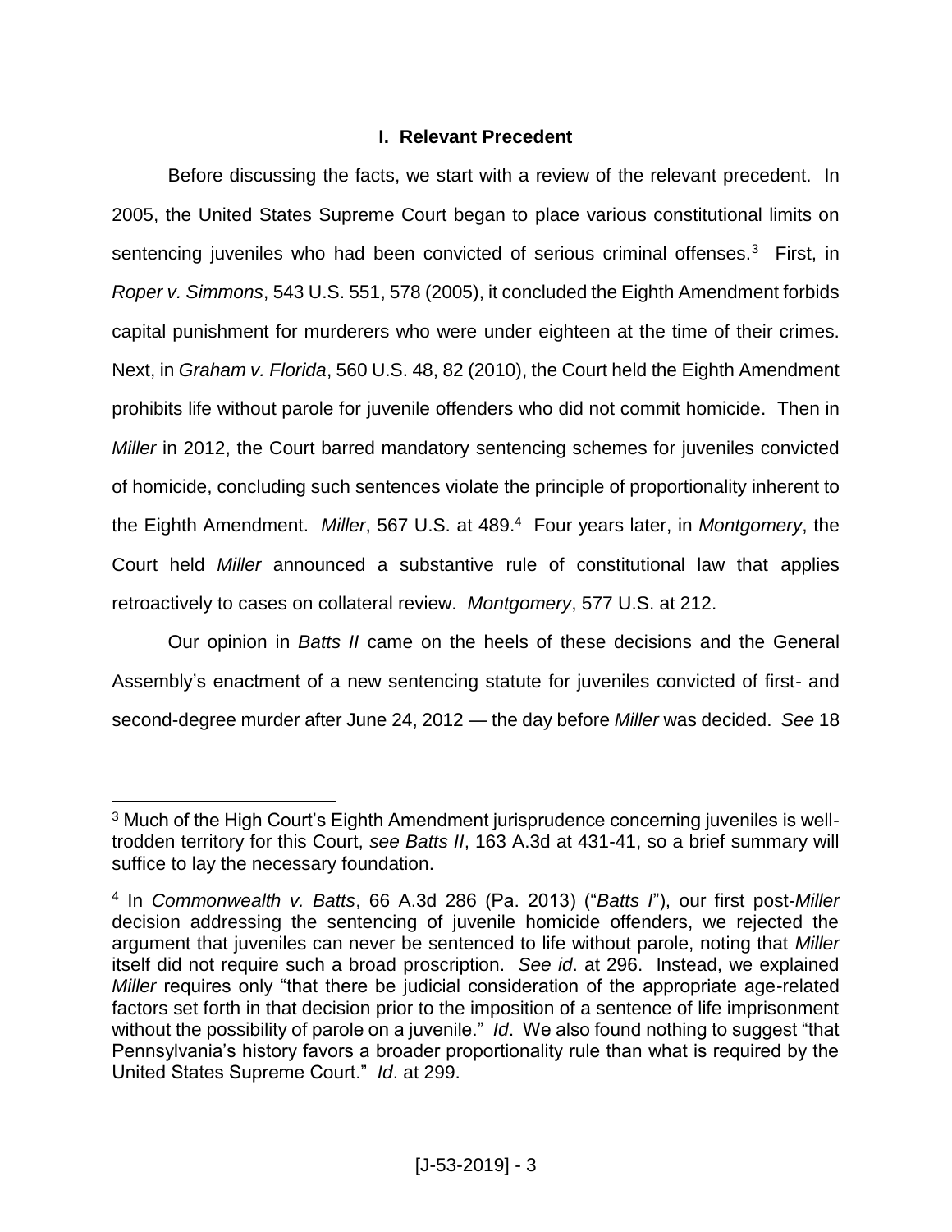## I. Relevant Precedent

Before discussing the facts, we start with a review of the relevant precedent. In 2005, the United States Supreme Court began to place various constitutional limits on sentencing juveniles who had been convicted of serious criminal offenses.[3] First, in *Roper v. Simmons*, 543 U.S. 551, 578 (2005), it concluded the Eighth Amendment forbids capital punishment for murderers who were under eighteen at the time of their crimes. Next, in *Graham v. Florida*, 560 U.S. 48, 82 (2010), the Court held the Eighth Amendment prohibits life without parole for juvenile offenders who did not commit homicide. Then in *Miller* in 2012, the Court barred mandatory sentencing schemes for juveniles convicted of homicide, concluding such sentences violate the principle of proportionality inherent to the Eighth Amendment. *Miller*, 567 U.S. at 489.[4] Four years later, in *Montgomery*, the Court held *Miller* announced a substantive rule of constitutional law that applies retroactively to cases on collateral review. *Montgomery*, 577 U.S. at 212.

Our opinion in *Batts II* came on the heels of these decisions and the General Assembly's enactment of a new sentencing statute for juveniles convicted of first- and second-degree murder after June 24, 2012 — the day before *Miller* was decided. *See* 18

---

[3] Much of the High Court's Eighth Amendment jurisprudence concerning juveniles is well-trodden territory for this Court, *see Batts II*, 163 A.3d at 431-41, so a brief summary will suffice to lay the necessary foundation.

[4] In *Commonwealth v. Batts*, 66 A.3d 286 (Pa. 2013) ("*Batts I*"), our first post-*Miller* decision addressing the sentencing of juvenile homicide offenders, we rejected the argument that juveniles can never be sentenced to life without parole, noting that *Miller* itself did not require such a broad proscription. *See id*. at 296. Instead, we explained *Miller* requires only "that there be judicial consideration of the appropriate age-related factors set forth in that decision prior to the imposition of a sentence of life imprisonment without the possibility of parole on a juvenile." *Id*. We also found nothing to suggest "that Pennsylvania's history favors a broader proportionality rule than what is required by the United States Supreme Court." *Id*. at 299.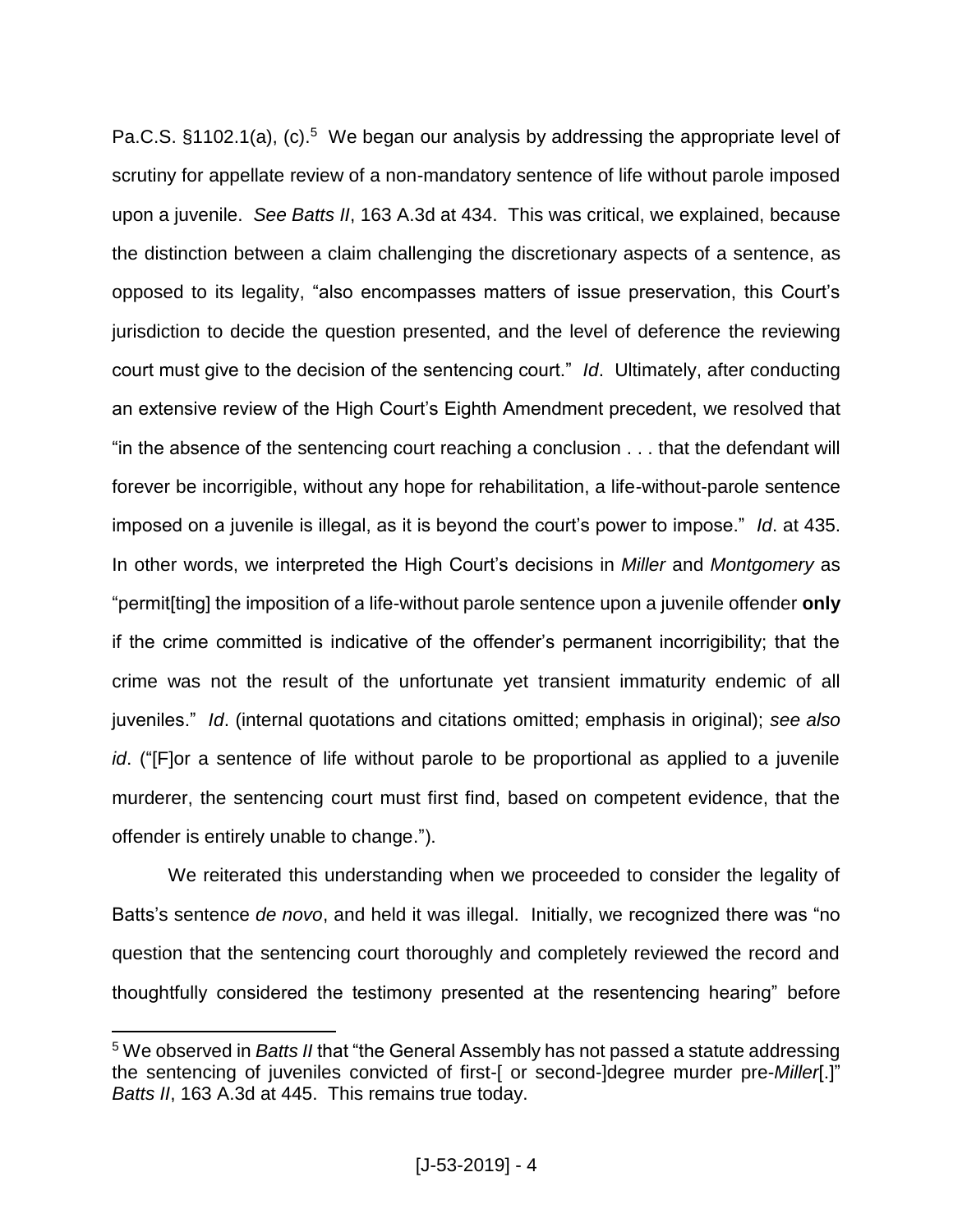Pa.C.S. §1102.1(a), (c).[5] We began our analysis by addressing the appropriate level of scrutiny for appellate review of a non-mandatory sentence of life without parole imposed upon a juvenile. *See Batts II*, 163 A.3d at 434. This was critical, we explained, because the distinction between a claim challenging the discretionary aspects of a sentence, as opposed to its legality, "also encompasses matters of issue preservation, this Court's jurisdiction to decide the question presented, and the level of deference the reviewing court must give to the decision of the sentencing court." *Id*. Ultimately, after conducting an extensive review of the High Court's Eighth Amendment precedent, we resolved that "in the absence of the sentencing court reaching a conclusion . . . that the defendant will forever be incorrigible, without any hope for rehabilitation, a life-without-parole sentence imposed on a juvenile is illegal, as it is beyond the court's power to impose." *Id*. at 435. In other words, we interpreted the High Court's decisions in *Miller* and *Montgomery* as "permit[ting] the imposition of a life-without parole sentence upon a juvenile offender **only** if the crime committed is indicative of the offender's permanent incorrigibility; that the crime was not the result of the unfortunate yet transient immaturity endemic of all juveniles." *Id*. (internal quotations and citations omitted; emphasis in original); *see also id*. ("[F]or a sentence of life without parole to be proportional as applied to a juvenile murderer, the sentencing court must first find, based on competent evidence, that the offender is entirely unable to change.").

We reiterated this understanding when we proceeded to consider the legality of Batts's sentence *de novo*, and held it was illegal. Initially, we recognized there was "no question that the sentencing court thoroughly and completely reviewed the record and thoughtfully considered the testimony presented at the resentencing hearing" before

---

[5] We observed in *Batts II* that "the General Assembly has not passed a statute addressing the sentencing of juveniles convicted of first-[ or second-]degree murder pre-*Miller*[.]" *Batts II*, 163 A.3d at 445. This remains true today.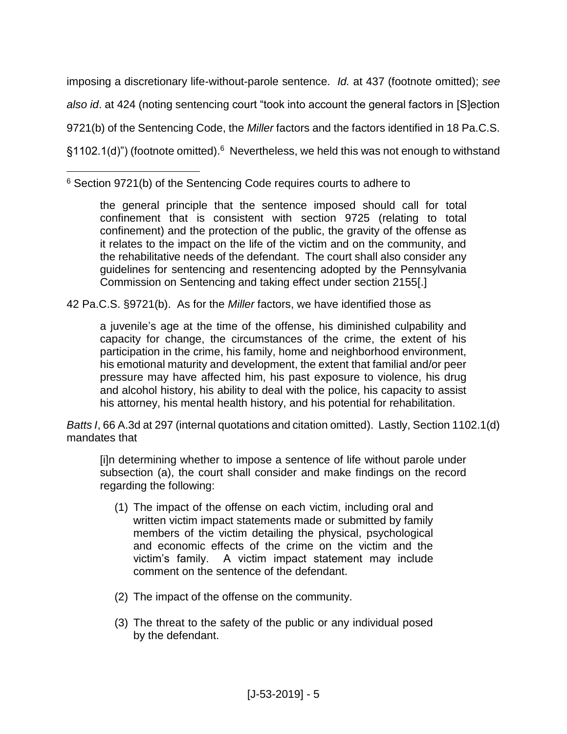imposing a discretionary life-without-parole sentence. *Id.* at 437 (footnote omitted); *see also id*. at 424 (noting sentencing court "took into account the general factors in [S]ection 9721(b) of the Sentencing Code, the *Miller* factors and the factors identified in 18 Pa.C.S. §1102.1(d)") (footnote omitted).[6] Nevertheless, we held this was not enough to withstand

---

[6] Section 9721(b) of the Sentencing Code requires courts to adhere to

> the general principle that the sentence imposed should call for total confinement that is consistent with section 9725 (relating to total confinement) and the protection of the public, the gravity of the offense as it relates to the impact on the life of the victim and on the community, and the rehabilitative needs of the defendant. The court shall also consider any guidelines for sentencing and resentencing adopted by the Pennsylvania Commission on Sentencing and taking effect under section 2155[.]

42 Pa.C.S. §9721(b). As for the *Miller* factors, we have identified those as

> a juvenile's age at the time of the offense, his diminished culpability and capacity for change, the circumstances of the crime, the extent of his participation in the crime, his family, home and neighborhood environment, his emotional maturity and development, the extent that familial and/or peer pressure may have affected him, his past exposure to violence, his drug and alcohol history, his ability to deal with the police, his capacity to assist his attorney, his mental health history, and his potential for rehabilitation.

*Batts I*, 66 A.3d at 297 (internal quotations and citation omitted). Lastly, Section 1102.1(d) mandates that

> [i]n determining whether to impose a sentence of life without parole under subsection (a), the court shall consider and make findings on the record regarding the following:
>
> (1) The impact of the offense on each victim, including oral and written victim impact statements made or submitted by family members of the victim detailing the physical, psychological and economic effects of the crime on the victim and the victim's family. A victim impact statement may include comment on the sentence of the defendant.
>
> (2) The impact of the offense on the community.
>
> (3) The threat to the safety of the public or any individual posed by the defendant.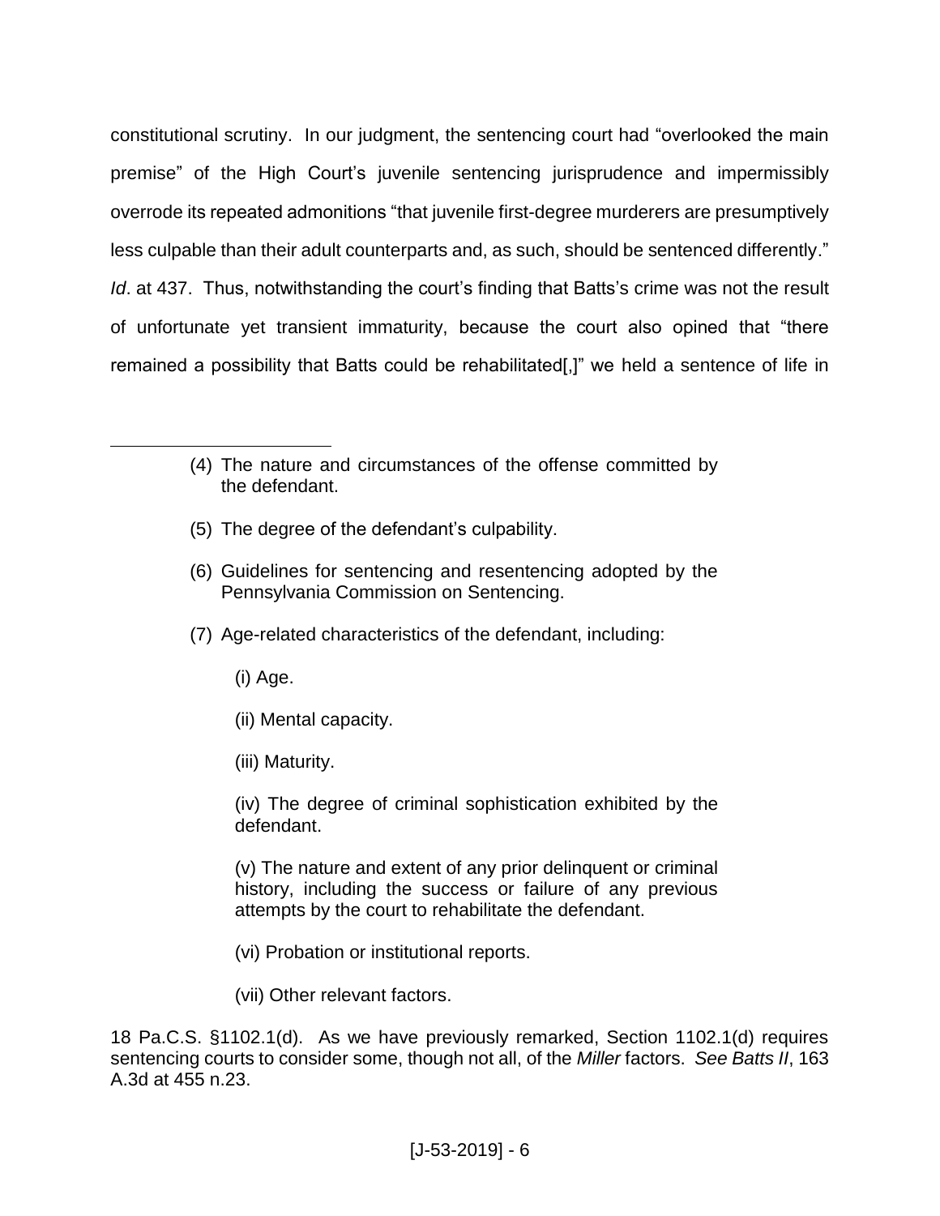constitutional scrutiny. In our judgment, the sentencing court had "overlooked the main premise" of the High Court's juvenile sentencing jurisprudence and impermissibly overrode its repeated admonitions "that juvenile first-degree murderers are presumptively less culpable than their adult counterparts and, as such, should be sentenced differently." *Id*. at 437. Thus, notwithstanding the court's finding that Batts's crime was not the result of unfortunate yet transient immaturity, because the court also opined that "there remained a possibility that Batts could be rehabilitated[,]" we held a sentence of life in

---

> (4) The nature and circumstances of the offense committed by the defendant.
>
> (5) The degree of the defendant's culpability.
>
> (6) Guidelines for sentencing and resentencing adopted by the Pennsylvania Commission on Sentencing.
>
> (7) Age-related characteristics of the defendant, including:
>
> > (i) Age.
> >
> > (ii) Mental capacity.
> >
> > (iii) Maturity.
> >
> > (iv) The degree of criminal sophistication exhibited by the defendant.
> >
> > (v) The nature and extent of any prior delinquent or criminal history, including the success or failure of any previous attempts by the court to rehabilitate the defendant.
> >
> > (vi) Probation or institutional reports.
> >
> > (vii) Other relevant factors.

18 Pa.C.S. §1102.1(d). As we have previously remarked, Section 1102.1(d) requires sentencing courts to consider some, though not all, of the *Miller* factors. *See Batts II*, 163 A.3d at 455 n.23.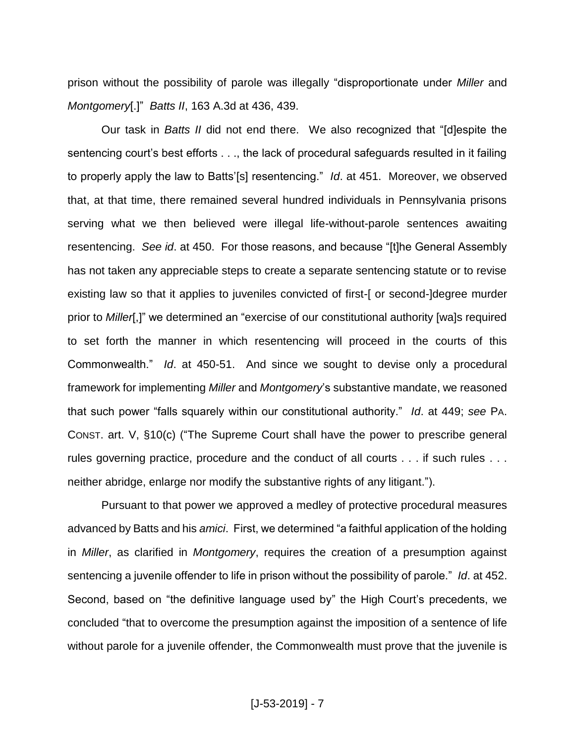prison without the possibility of parole was illegally "disproportionate under *Miller* and *Montgomery*[.]" *Batts II*, 163 A.3d at 436, 439.

Our task in *Batts II* did not end there. We also recognized that "[d]espite the sentencing court's best efforts . . ., the lack of procedural safeguards resulted in it failing to properly apply the law to Batts'[s] resentencing." *Id*. at 451. Moreover, we observed that, at that time, there remained several hundred individuals in Pennsylvania prisons serving what we then believed were illegal life-without-parole sentences awaiting resentencing. *See id*. at 450. For those reasons, and because "[t]he General Assembly has not taken any appreciable steps to create a separate sentencing statute or to revise existing law so that it applies to juveniles convicted of first-[ or second-]degree murder prior to *Miller*[,]" we determined an "exercise of our constitutional authority [wa]s required to set forth the manner in which resentencing will proceed in the courts of this Commonwealth." *Id*. at 450-51. And since we sought to devise only a procedural framework for implementing *Miller* and *Montgomery*'s substantive mandate, we reasoned that such power "falls squarely within our constitutional authority." *Id*. at 449; *see* PA. CONST. art. V, §10(c) ("The Supreme Court shall have the power to prescribe general rules governing practice, procedure and the conduct of all courts . . . if such rules . . . neither abridge, enlarge nor modify the substantive rights of any litigant.").

Pursuant to that power we approved a medley of protective procedural measures advanced by Batts and his *amici*. First, we determined "a faithful application of the holding in *Miller*, as clarified in *Montgomery*, requires the creation of a presumption against sentencing a juvenile offender to life in prison without the possibility of parole." *Id*. at 452. Second, based on "the definitive language used by" the High Court's precedents, we concluded "that to overcome the presumption against the imposition of a sentence of life without parole for a juvenile offender, the Commonwealth must prove that the juvenile is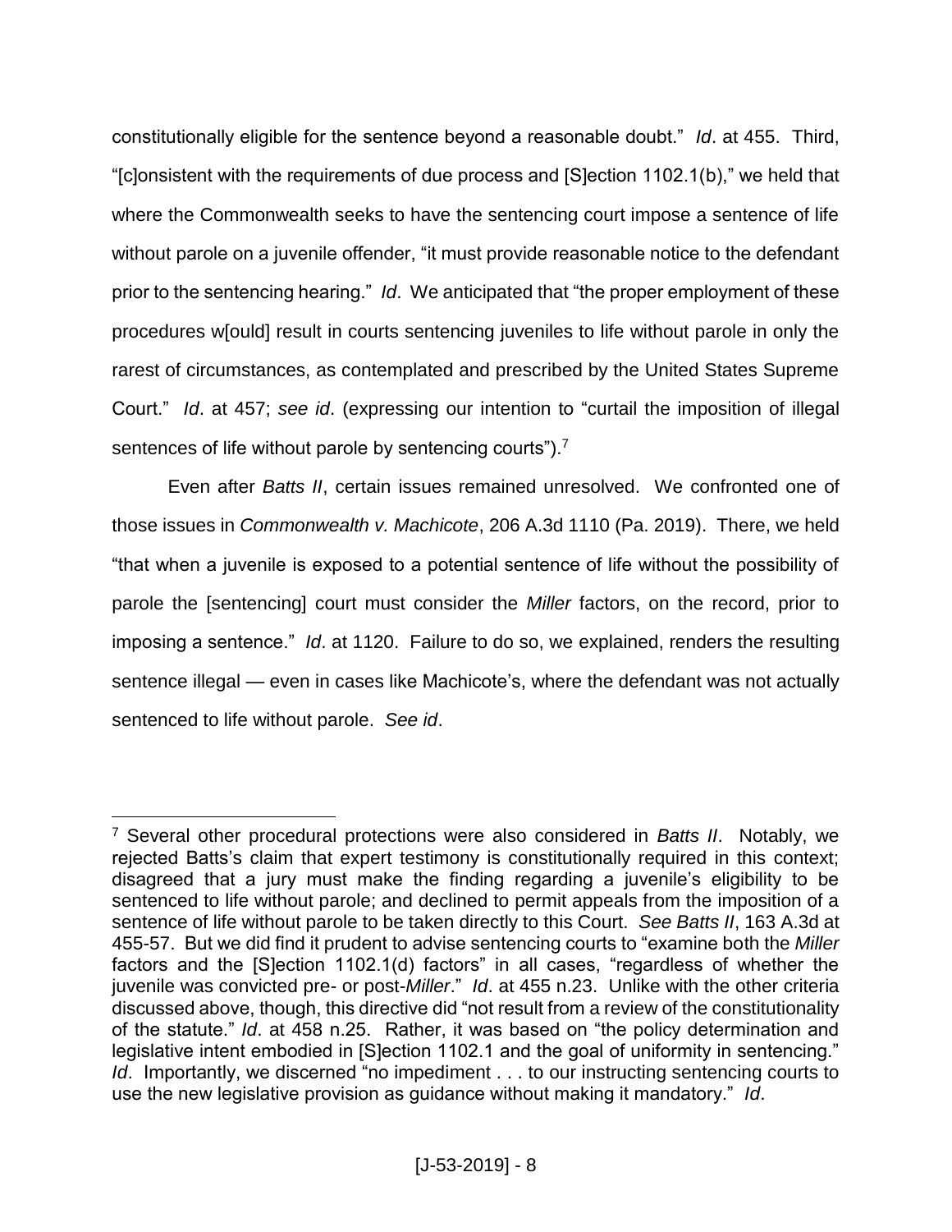constitutionally eligible for the sentence beyond a reasonable doubt." *Id*. at 455. Third, "[c]onsistent with the requirements of due process and [S]ection 1102.1(b)," we held that where the Commonwealth seeks to have the sentencing court impose a sentence of life without parole on a juvenile offender, "it must provide reasonable notice to the defendant prior to the sentencing hearing." *Id*. We anticipated that "the proper employment of these procedures w[ould] result in courts sentencing juveniles to life without parole in only the rarest of circumstances, as contemplated and prescribed by the United States Supreme Court." *Id*. at 457; *see id*. (expressing our intention to "curtail the imposition of illegal sentences of life without parole by sentencing courts").[7]

Even after *Batts II*, certain issues remained unresolved. We confronted one of those issues in *Commonwealth v. Machicote*, 206 A.3d 1110 (Pa. 2019). There, we held "that when a juvenile is exposed to a potential sentence of life without the possibility of parole the [sentencing] court must consider the *Miller* factors, on the record, prior to imposing a sentence." *Id*. at 1120. Failure to do so, we explained, renders the resulting sentence illegal — even in cases like Machicote's, where the defendant was not actually sentenced to life without parole. *See id*.

---

[7] Several other procedural protections were also considered in *Batts II*. Notably, we rejected Batts's claim that expert testimony is constitutionally required in this context; disagreed that a jury must make the finding regarding a juvenile's eligibility to be sentenced to life without parole; and declined to permit appeals from the imposition of a sentence of life without parole to be taken directly to this Court. *See Batts II*, 163 A.3d at 455-57. But we did find it prudent to advise sentencing courts to "examine both the *Miller* factors and the [S]ection 1102.1(d) factors" in all cases, "regardless of whether the juvenile was convicted pre- or post-*Miller*." *Id*. at 455 n.23. Unlike with the other criteria discussed above, though, this directive did "not result from a review of the constitutionality of the statute." *Id*. at 458 n.25. Rather, it was based on "the policy determination and legislative intent embodied in [S]ection 1102.1 and the goal of uniformity in sentencing." *Id*. Importantly, we discerned "no impediment . . . to our instructing sentencing courts to use the new legislative provision as guidance without making it mandatory." *Id*.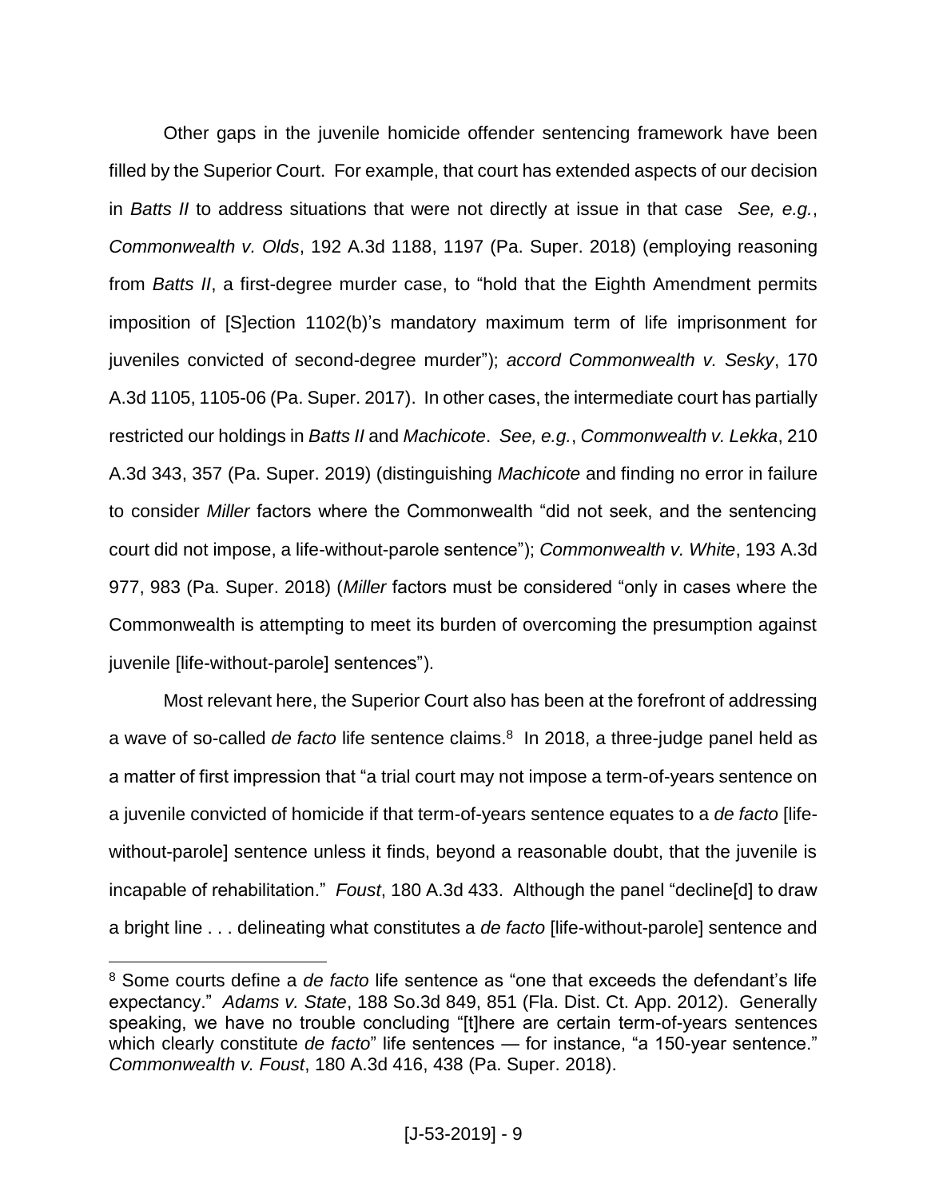Other gaps in the juvenile homicide offender sentencing framework have been filled by the Superior Court. For example, that court has extended aspects of our decision in *Batts II* to address situations that were not directly at issue in that case *See, e.g.*, *Commonwealth v. Olds*, 192 A.3d 1188, 1197 (Pa. Super. 2018) (employing reasoning from *Batts II*, a first-degree murder case, to "hold that the Eighth Amendment permits imposition of [S]ection 1102(b)'s mandatory maximum term of life imprisonment for juveniles convicted of second-degree murder"); *accord Commonwealth v. Sesky*, 170 A.3d 1105, 1105-06 (Pa. Super. 2017). In other cases, the intermediate court has partially restricted our holdings in *Batts II* and *Machicote*. *See, e.g.*, *Commonwealth v. Lekka*, 210 A.3d 343, 357 (Pa. Super. 2019) (distinguishing *Machicote* and finding no error in failure to consider *Miller* factors where the Commonwealth "did not seek, and the sentencing court did not impose, a life-without-parole sentence"); *Commonwealth v. White*, 193 A.3d 977, 983 (Pa. Super. 2018) (*Miller* factors must be considered "only in cases where the Commonwealth is attempting to meet its burden of overcoming the presumption against juvenile [life-without-parole] sentences").

Most relevant here, the Superior Court also has been at the forefront of addressing a wave of so-called *de facto* life sentence claims.[8] In 2018, a three-judge panel held as a matter of first impression that "a trial court may not impose a term-of-years sentence on a juvenile convicted of homicide if that term-of-years sentence equates to a *de facto* [life-without-parole] sentence unless it finds, beyond a reasonable doubt, that the juvenile is incapable of rehabilitation." *Foust*, 180 A.3d 433. Although the panel "decline[d] to draw a bright line . . . delineating what constitutes a *de facto* [life-without-parole] sentence and

[8] Some courts define a *de facto* life sentence as "one that exceeds the defendant's life expectancy." *Adams v. State*, 188 So.3d 849, 851 (Fla. Dist. Ct. App. 2012). Generally speaking, we have no trouble concluding "[t]here are certain term-of-years sentences which clearly constitute *de facto*" life sentences — for instance, "a 150-year sentence." *Commonwealth v. Foust*, 180 A.3d 416, 438 (Pa. Super. 2018).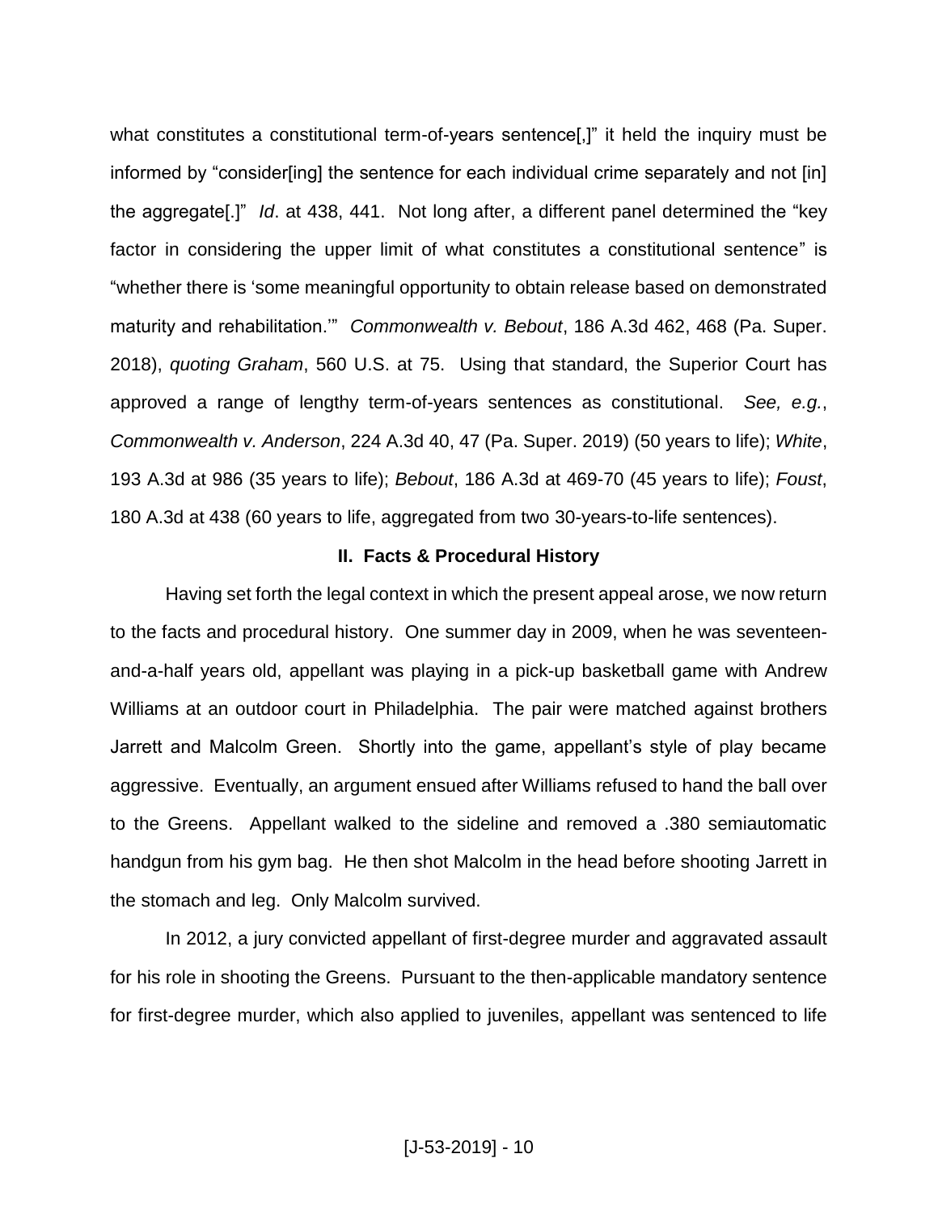what constitutes a constitutional term-of-years sentence[,]" it held the inquiry must be informed by "consider[ing] the sentence for each individual crime separately and not [in] the aggregate[.]" *Id*. at 438, 441. Not long after, a different panel determined the "key factor in considering the upper limit of what constitutes a constitutional sentence" is "whether there is 'some meaningful opportunity to obtain release based on demonstrated maturity and rehabilitation.'" *Commonwealth v. Bebout*, 186 A.3d 462, 468 (Pa. Super. 2018), *quoting Graham*, 560 U.S. at 75. Using that standard, the Superior Court has approved a range of lengthy term-of-years sentences as constitutional. *See, e.g.*, *Commonwealth v. Anderson*, 224 A.3d 40, 47 (Pa. Super. 2019) (50 years to life); *White*, 193 A.3d at 986 (35 years to life); *Bebout*, 186 A.3d at 469-70 (45 years to life); *Foust*, 180 A.3d at 438 (60 years to life, aggregated from two 30-years-to-life sentences).

## II. Facts & Procedural History

Having set forth the legal context in which the present appeal arose, we now return to the facts and procedural history. One summer day in 2009, when he was seventeen-and-a-half years old, appellant was playing in a pick-up basketball game with Andrew Williams at an outdoor court in Philadelphia. The pair were matched against brothers Jarrett and Malcolm Green. Shortly into the game, appellant's style of play became aggressive. Eventually, an argument ensued after Williams refused to hand the ball over to the Greens. Appellant walked to the sideline and removed a .380 semiautomatic handgun from his gym bag. He then shot Malcolm in the head before shooting Jarrett in the stomach and leg. Only Malcolm survived.

In 2012, a jury convicted appellant of first-degree murder and aggravated assault for his role in shooting the Greens. Pursuant to the then-applicable mandatory sentence for first-degree murder, which also applied to juveniles, appellant was sentenced to life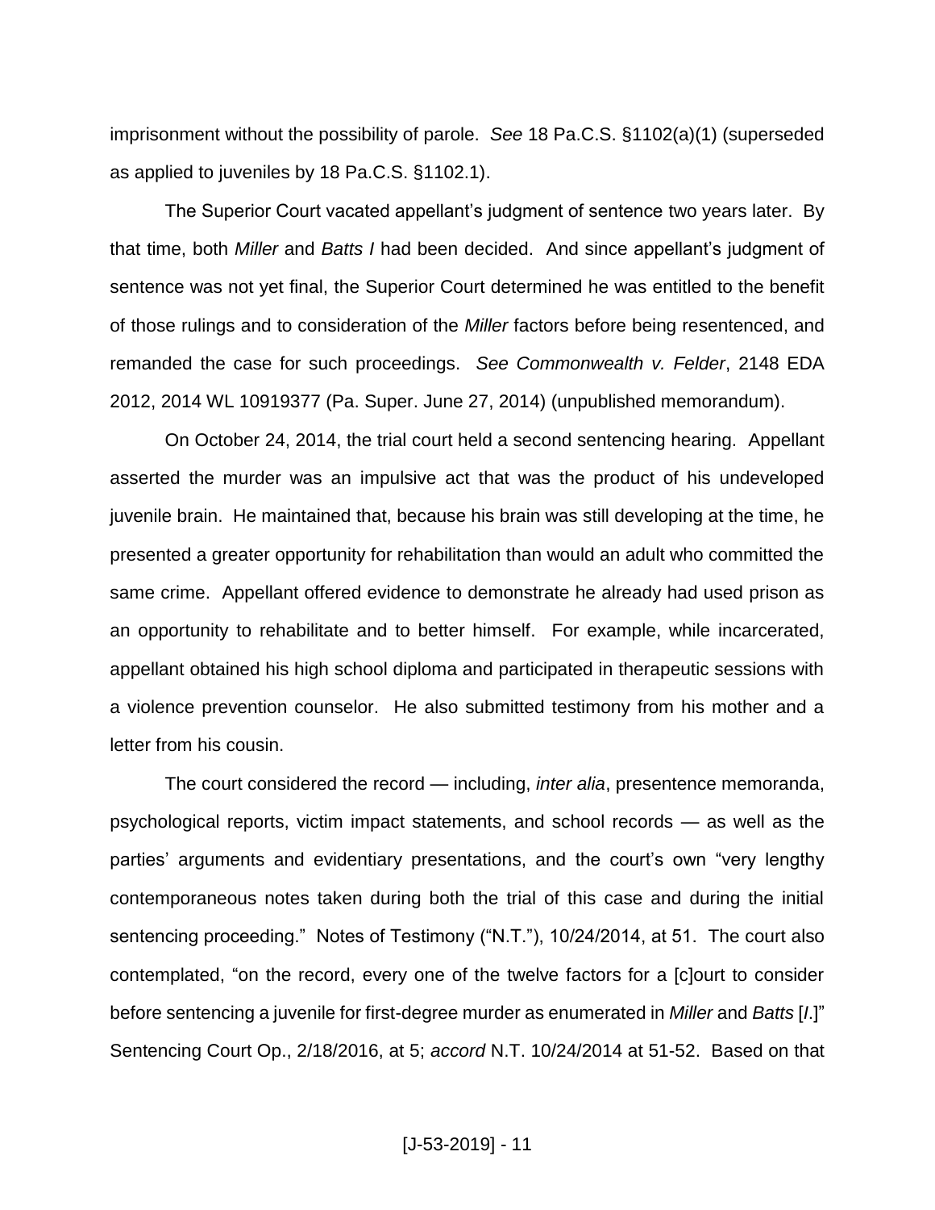imprisonment without the possibility of parole. *See* 18 Pa.C.S. §1102(a)(1) (superseded as applied to juveniles by 18 Pa.C.S. §1102.1).

The Superior Court vacated appellant's judgment of sentence two years later. By that time, both *Miller* and *Batts I* had been decided. And since appellant's judgment of sentence was not yet final, the Superior Court determined he was entitled to the benefit of those rulings and to consideration of the *Miller* factors before being resentenced, and remanded the case for such proceedings. *See Commonwealth v. Felder*, 2148 EDA 2012, 2014 WL 10919377 (Pa. Super. June 27, 2014) (unpublished memorandum).

On October 24, 2014, the trial court held a second sentencing hearing. Appellant asserted the murder was an impulsive act that was the product of his undeveloped juvenile brain. He maintained that, because his brain was still developing at the time, he presented a greater opportunity for rehabilitation than would an adult who committed the same crime. Appellant offered evidence to demonstrate he already had used prison as an opportunity to rehabilitate and to better himself. For example, while incarcerated, appellant obtained his high school diploma and participated in therapeutic sessions with a violence prevention counselor. He also submitted testimony from his mother and a letter from his cousin.

The court considered the record — including, *inter alia*, presentence memoranda, psychological reports, victim impact statements, and school records — as well as the parties' arguments and evidentiary presentations, and the court's own "very lengthy contemporaneous notes taken during both the trial of this case and during the initial sentencing proceeding." Notes of Testimony ("N.T."), 10/24/2014, at 51. The court also contemplated, "on the record, every one of the twelve factors for a [c]ourt to consider before sentencing a juvenile for first-degree murder as enumerated in *Miller* and *Batts* [*I*.]" Sentencing Court Op., 2/18/2016, at 5; *accord* N.T. 10/24/2014 at 51-52. Based on that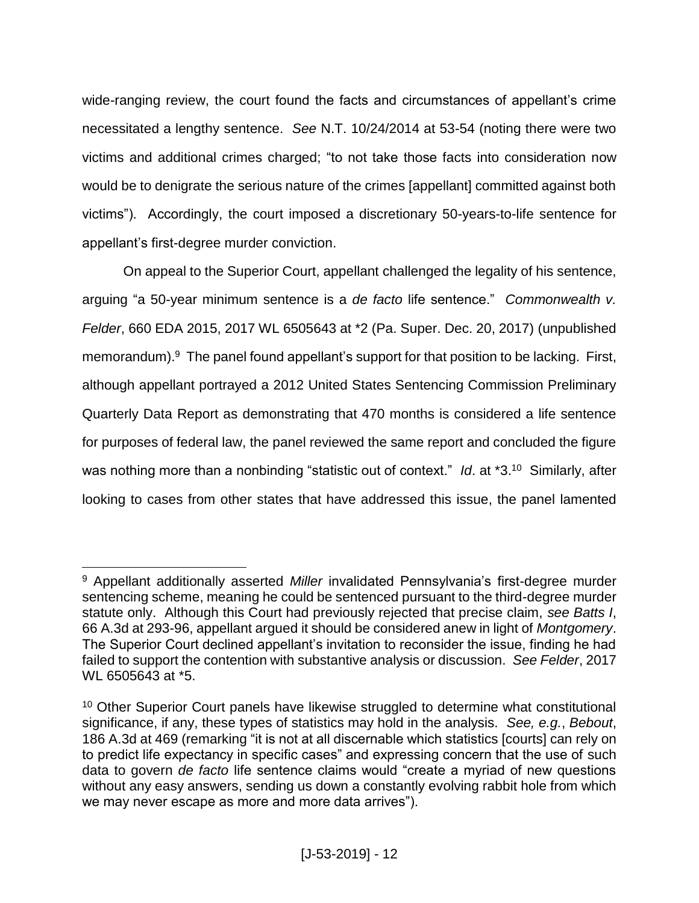wide-ranging review, the court found the facts and circumstances of appellant's crime necessitated a lengthy sentence. *See* N.T. 10/24/2014 at 53-54 (noting there were two victims and additional crimes charged; "to not take those facts into consideration now would be to denigrate the serious nature of the crimes [appellant] committed against both victims"). Accordingly, the court imposed a discretionary 50-years-to-life sentence for appellant's first-degree murder conviction.

On appeal to the Superior Court, appellant challenged the legality of his sentence, arguing "a 50-year minimum sentence is a *de facto* life sentence." *Commonwealth v. Felder*, 660 EDA 2015, 2017 WL 6505643 at *2 (Pa. Super. Dec. 20, 2017) (unpublished memorandum).[9] The panel found appellant's support for that position to be lacking. First, although appellant portrayed a 2012 United States Sentencing Commission Preliminary Quarterly Data Report as demonstrating that 470 months is considered a life sentence for purposes of federal law, the panel reviewed the same report and concluded the figure was nothing more than a nonbinding "statistic out of context." *Id*. at *3.[10] Similarly, after looking to cases from other states that have addressed this issue, the panel lamented

[9] Appellant additionally asserted *Miller* invalidated Pennsylvania's first-degree murder sentencing scheme, meaning he could be sentenced pursuant to the third-degree murder statute only. Although this Court had previously rejected that precise claim, *see Batts I*, 66 A.3d at 293-96, appellant argued it should be considered anew in light of *Montgomery*. The Superior Court declined appellant's invitation to reconsider the issue, finding he had failed to support the contention with substantive analysis or discussion. *See Felder*, 2017 WL 6505643 at *5.

[10] Other Superior Court panels have likewise struggled to determine what constitutional significance, if any, these types of statistics may hold in the analysis. *See, e.g.*, *Bebout*, 186 A.3d at 469 (remarking "it is not at all discernable which statistics [courts] can rely on to predict life expectancy in specific cases" and expressing concern that the use of such data to govern *de facto* life sentence claims would "create a myriad of new questions without any easy answers, sending us down a constantly evolving rabbit hole from which we may never escape as more and more data arrives").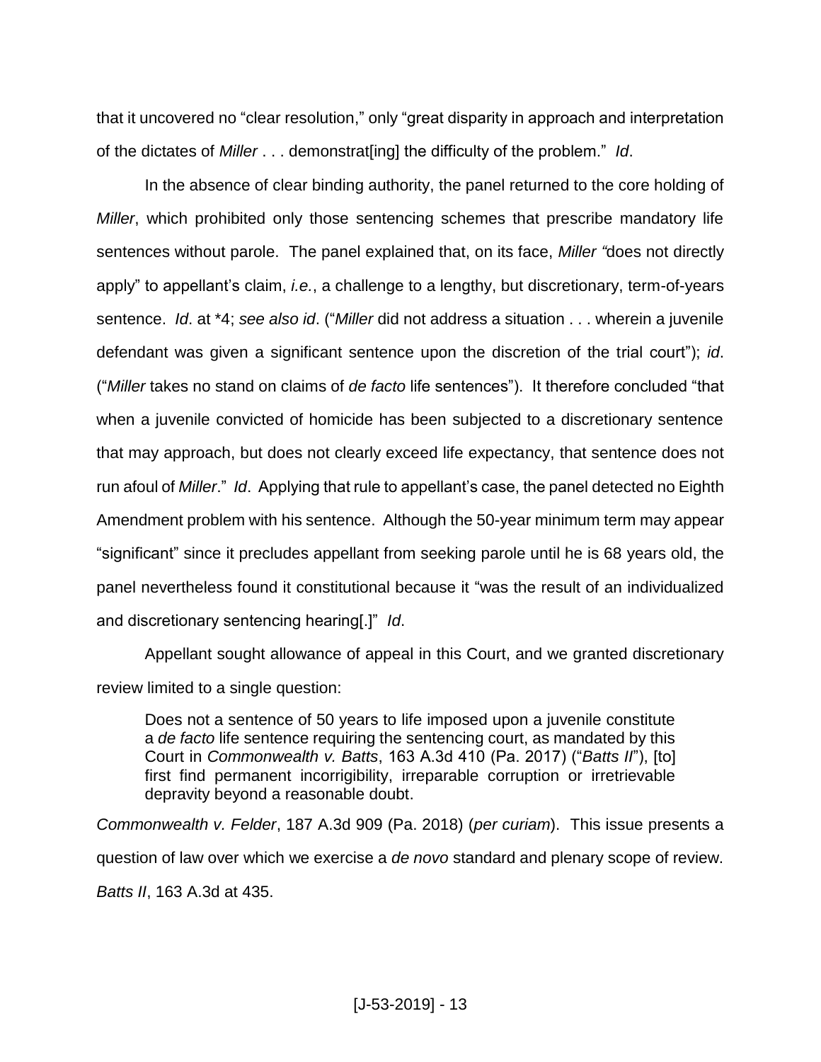that it uncovered no "clear resolution," only "great disparity in approach and interpretation of the dictates of *Miller* . . . demonstrat[ing] the difficulty of the problem." *Id*.

In the absence of clear binding authority, the panel returned to the core holding of *Miller*, which prohibited only those sentencing schemes that prescribe mandatory life sentences without parole. The panel explained that, on its face, *Miller* "does not directly apply" to appellant's claim, *i.e.*, a challenge to a lengthy, but discretionary, term-of-years sentence. *Id*. at *4; *see also id*. ("*Miller* did not address a situation . . . wherein a juvenile defendant was given a significant sentence upon the discretion of the trial court"); *id*. ("*Miller* takes no stand on claims of *de facto* life sentences"). It therefore concluded "that when a juvenile convicted of homicide has been subjected to a discretionary sentence that may approach, but does not clearly exceed life expectancy, that sentence does not run afoul of *Miller*." *Id*. Applying that rule to appellant's case, the panel detected no Eighth Amendment problem with his sentence. Although the 50-year minimum term may appear "significant" since it precludes appellant from seeking parole until he is 68 years old, the panel nevertheless found it constitutional because it "was the result of an individualized and discretionary sentencing hearing[.]" *Id*.

Appellant sought allowance of appeal in this Court, and we granted discretionary review limited to a single question:

> Does not a sentence of 50 years to life imposed upon a juvenile constitute a *de facto* life sentence requiring the sentencing court, as mandated by this Court in *Commonwealth v. Batts*, 163 A.3d 410 (Pa. 2017) ("*Batts II*"), [to] first find permanent incorrigibility, irreparable corruption or irretrievable depravity beyond a reasonable doubt.

*Commonwealth v. Felder*, 187 A.3d 909 (Pa. 2018) (*per curiam*). This issue presents a question of law over which we exercise a *de novo* standard and plenary scope of review. *Batts II*, 163 A.3d at 435.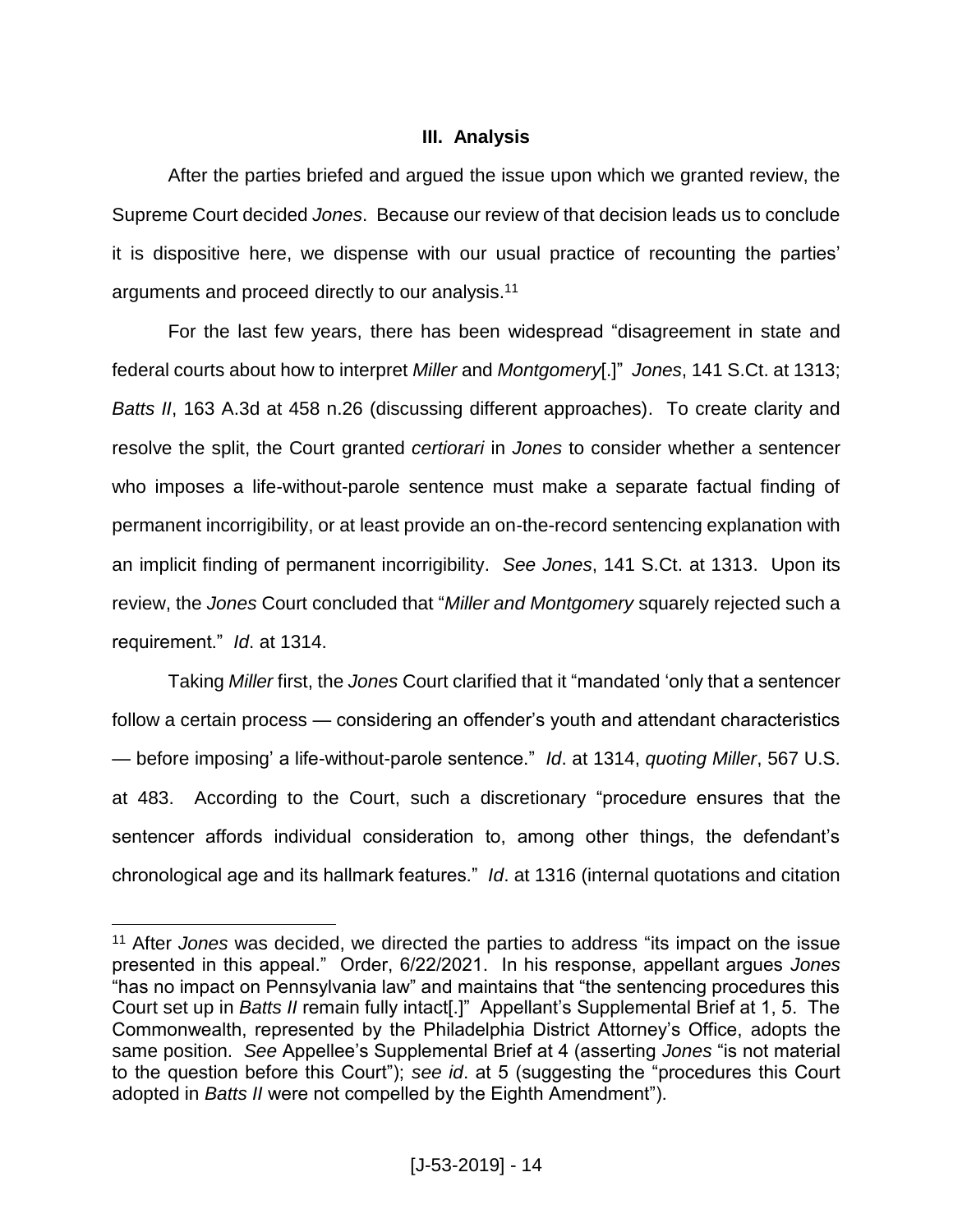### III. Analysis

After the parties briefed and argued the issue upon which we granted review, the Supreme Court decided *Jones*. Because our review of that decision leads us to conclude it is dispositive here, we dispense with our usual practice of recounting the parties' arguments and proceed directly to our analysis.[11]

For the last few years, there has been widespread "disagreement in state and federal courts about how to interpret *Miller* and *Montgomery*[.]" *Jones*, 141 S.Ct. at 1313; *Batts II*, 163 A.3d at 458 n.26 (discussing different approaches). To create clarity and resolve the split, the Court granted *certiorari* in *Jones* to consider whether a sentencer who imposes a life-without-parole sentence must make a separate factual finding of permanent incorrigibility, or at least provide an on-the-record sentencing explanation with an implicit finding of permanent incorrigibility. *See Jones*, 141 S.Ct. at 1313. Upon its review, the *Jones* Court concluded that "*Miller and Montgomery* squarely rejected such a requirement." *Id*. at 1314.

Taking *Miller* first, the *Jones* Court clarified that it "mandated 'only that a sentencer follow a certain process — considering an offender's youth and attendant characteristics — before imposing' a life-without-parole sentence." *Id*. at 1314, *quoting Miller*, 567 U.S. at 483. According to the Court, such a discretionary "procedure ensures that the sentencer affords individual consideration to, among other things, the defendant's chronological age and its hallmark features." *Id*. at 1316 (internal quotations and citation

---

[11] After *Jones* was decided, we directed the parties to address "its impact on the issue presented in this appeal." Order, 6/22/2021. In his response, appellant argues *Jones* "has no impact on Pennsylvania law" and maintains that "the sentencing procedures this Court set up in *Batts II* remain fully intact[.]" Appellant's Supplemental Brief at 1, 5. The Commonwealth, represented by the Philadelphia District Attorney's Office, adopts the same position. *See* Appellee's Supplemental Brief at 4 (asserting *Jones* "is not material to the question before this Court"); *see id*. at 5 (suggesting the "procedures this Court adopted in *Batts II* were not compelled by the Eighth Amendment").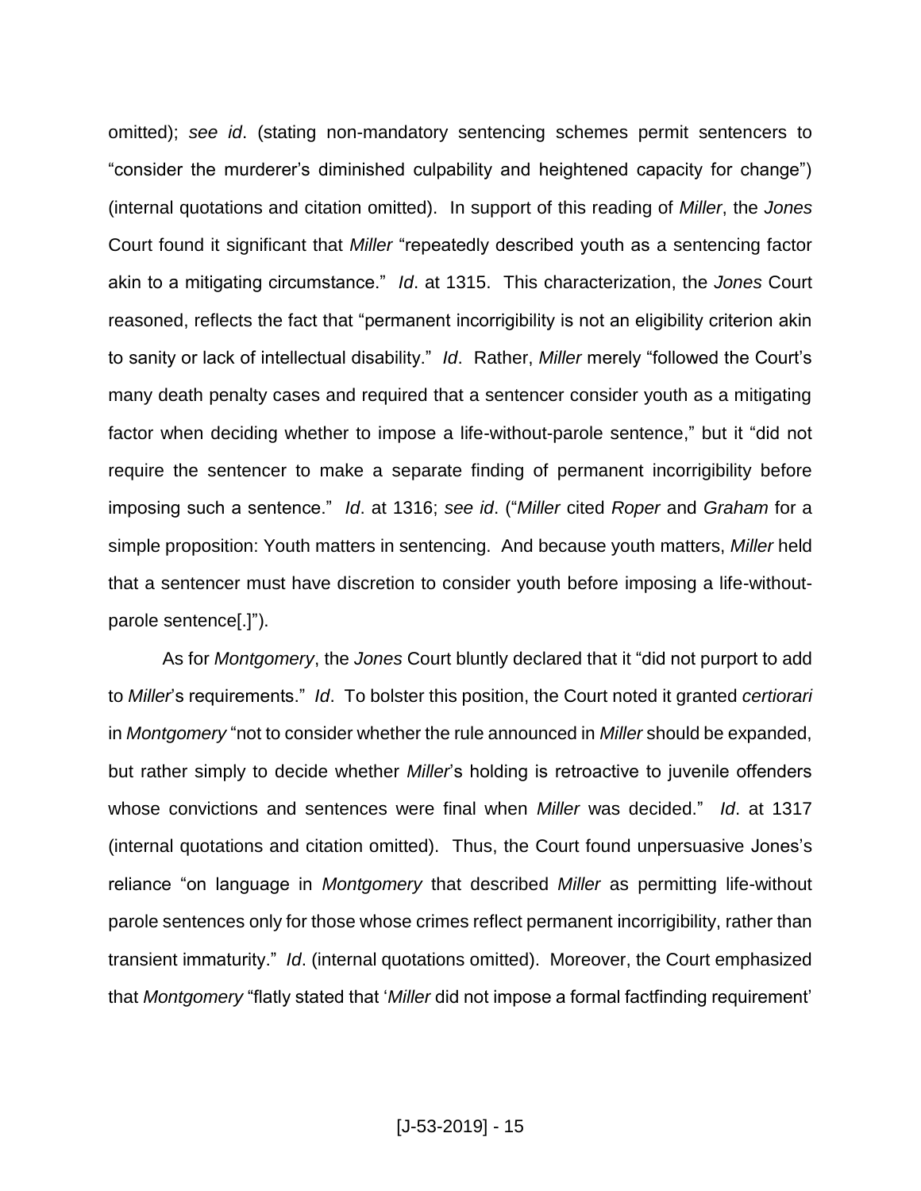omitted); *see id*. (stating non-mandatory sentencing schemes permit sentencers to "consider the murderer's diminished culpability and heightened capacity for change") (internal quotations and citation omitted). In support of this reading of *Miller*, the *Jones* Court found it significant that *Miller* "repeatedly described youth as a sentencing factor akin to a mitigating circumstance." *Id*. at 1315. This characterization, the *Jones* Court reasoned, reflects the fact that "permanent incorrigibility is not an eligibility criterion akin to sanity or lack of intellectual disability." *Id*. Rather, *Miller* merely "followed the Court's many death penalty cases and required that a sentencer consider youth as a mitigating factor when deciding whether to impose a life-without-parole sentence," but it "did not require the sentencer to make a separate finding of permanent incorrigibility before imposing such a sentence." *Id*. at 1316; *see id*. ("*Miller* cited *Roper* and *Graham* for a simple proposition: Youth matters in sentencing. And because youth matters, *Miller* held that a sentencer must have discretion to consider youth before imposing a life-without-parole sentence[.]").

As for *Montgomery*, the *Jones* Court bluntly declared that it "did not purport to add to *Miller*'s requirements." *Id*. To bolster this position, the Court noted it granted *certiorari* in *Montgomery* "not to consider whether the rule announced in *Miller* should be expanded, but rather simply to decide whether *Miller*'s holding is retroactive to juvenile offenders whose convictions and sentences were final when *Miller* was decided." *Id*. at 1317 (internal quotations and citation omitted). Thus, the Court found unpersuasive Jones's reliance "on language in *Montgomery* that described *Miller* as permitting life-without parole sentences only for those whose crimes reflect permanent incorrigibility, rather than transient immaturity." *Id*. (internal quotations omitted). Moreover, the Court emphasized that *Montgomery* "flatly stated that '*Miller* did not impose a formal factfinding requirement'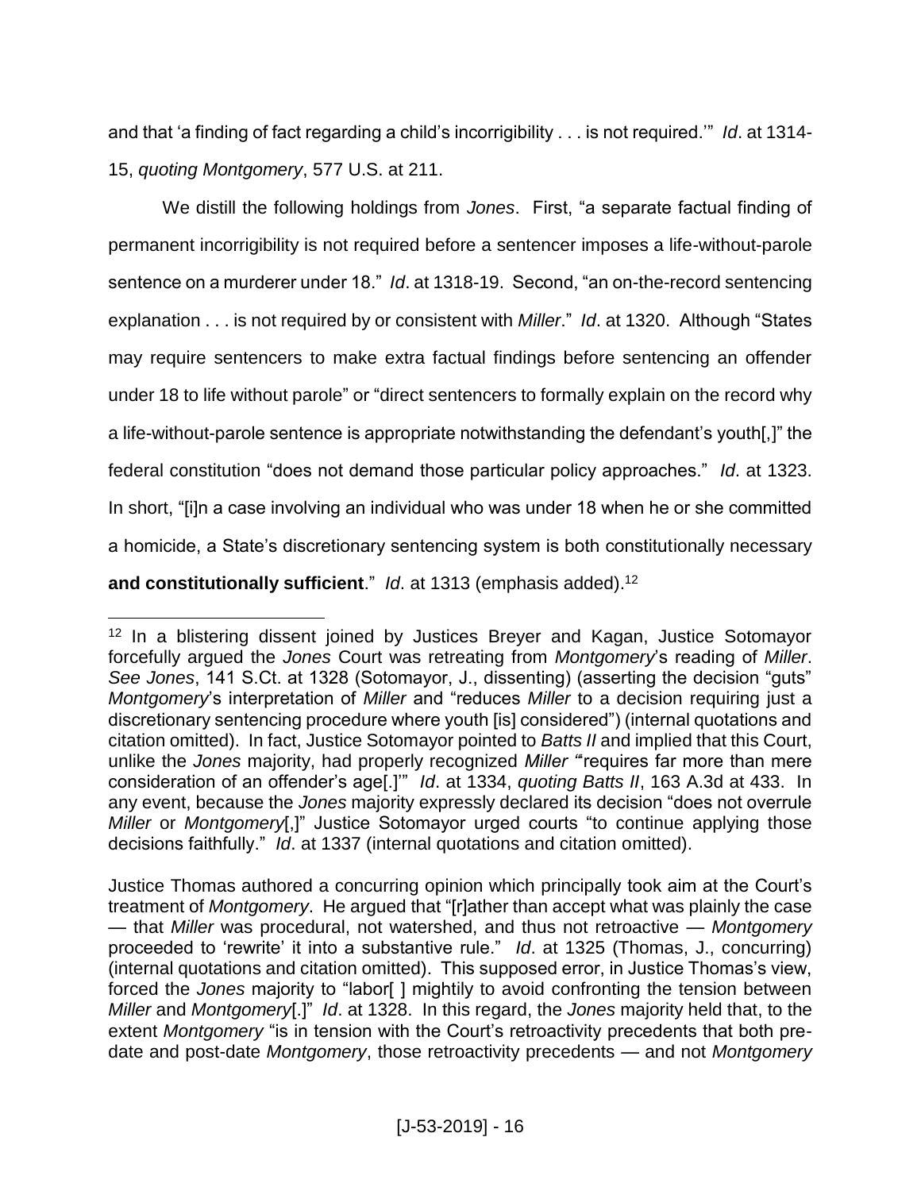and that 'a finding of fact regarding a child's incorrigibility . . . is not required.'" *Id*. at 1314-15, *quoting Montgomery*, 577 U.S. at 211.

We distill the following holdings from *Jones*. First, "a separate factual finding of permanent incorrigibility is not required before a sentencer imposes a life-without-parole sentence on a murderer under 18." *Id*. at 1318-19. Second, "an on-the-record sentencing explanation . . . is not required by or consistent with *Miller*." *Id*. at 1320. Although "States may require sentencers to make extra factual findings before sentencing an offender under 18 to life without parole" or "direct sentencers to formally explain on the record why a life-without-parole sentence is appropriate notwithstanding the defendant's youth[,]" the federal constitution "does not demand those particular policy approaches." *Id*. at 1323. In short, "[i]n a case involving an individual who was under 18 when he or she committed a homicide, a State's discretionary sentencing system is both constitutionally necessary **and constitutionally sufficient**." *Id*. at 1313 (emphasis added).[12]

---

[12] In a blistering dissent joined by Justices Breyer and Kagan, Justice Sotomayor forcefully argued the *Jones* Court was retreating from *Montgomery*'s reading of *Miller*. *See Jones*, 141 S.Ct. at 1328 (Sotomayor, J., dissenting) (asserting the decision "guts" *Montgomery*'s interpretation of *Miller* and "reduces *Miller* to a decision requiring just a discretionary sentencing procedure where youth [is] considered") (internal quotations and citation omitted). In fact, Justice Sotomayor pointed to *Batts II* and implied that this Court, unlike the *Jones* majority, had properly recognized *Miller* "'requires far more than mere consideration of an offender's age[.]'" *Id*. at 1334, *quoting Batts II*, 163 A.3d at 433. In any event, because the *Jones* majority expressly declared its decision "does not overrule *Miller* or *Montgomery*[,]" Justice Sotomayor urged courts "to continue applying those decisions faithfully." *Id*. at 1337 (internal quotations and citation omitted).

Justice Thomas authored a concurring opinion which principally took aim at the Court's treatment of *Montgomery*. He argued that "[r]ather than accept what was plainly the case — that *Miller* was procedural, not watershed, and thus not retroactive — *Montgomery* proceeded to 'rewrite' it into a substantive rule." *Id*. at 1325 (Thomas, J., concurring) (internal quotations and citation omitted). This supposed error, in Justice Thomas's view, forced the *Jones* majority to "labor[ ] mightily to avoid confronting the tension between *Miller* and *Montgomery*[.]" *Id*. at 1328. In this regard, the *Jones* majority held that, to the extent *Montgomery* "is in tension with the Court's retroactivity precedents that both pre-date and post-date *Montgomery*, those retroactivity precedents — and not *Montgomery*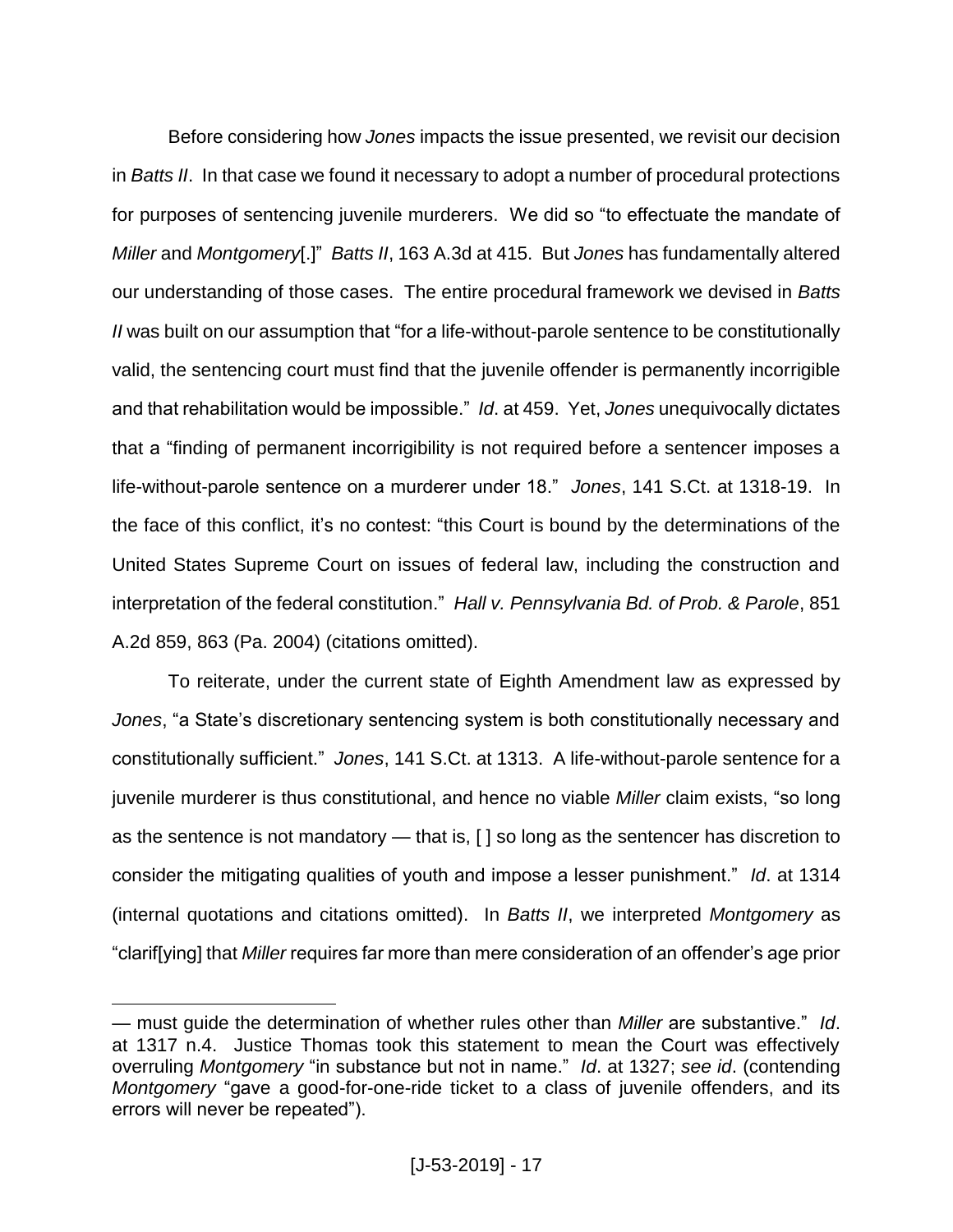Before considering how *Jones* impacts the issue presented, we revisit our decision in *Batts II*. In that case we found it necessary to adopt a number of procedural protections for purposes of sentencing juvenile murderers. We did so "to effectuate the mandate of *Miller* and *Montgomery*[.]" *Batts II*, 163 A.3d at 415. But *Jones* has fundamentally altered our understanding of those cases. The entire procedural framework we devised in *Batts II* was built on our assumption that "for a life-without-parole sentence to be constitutionally valid, the sentencing court must find that the juvenile offender is permanently incorrigible and that rehabilitation would be impossible." *Id*. at 459. Yet, *Jones* unequivocally dictates that a "finding of permanent incorrigibility is not required before a sentencer imposes a life-without-parole sentence on a murderer under 18." *Jones*, 141 S.Ct. at 1318-19. In the face of this conflict, it's no contest: "this Court is bound by the determinations of the United States Supreme Court on issues of federal law, including the construction and interpretation of the federal constitution." *Hall v. Pennsylvania Bd. of Prob. & Parole*, 851 A.2d 859, 863 (Pa. 2004) (citations omitted).

To reiterate, under the current state of Eighth Amendment law as expressed by *Jones*, "a State's discretionary sentencing system is both constitutionally necessary and constitutionally sufficient." *Jones*, 141 S.Ct. at 1313. A life-without-parole sentence for a juvenile murderer is thus constitutional, and hence no viable *Miller* claim exists, "so long as the sentence is not mandatory — that is, [ ] so long as the sentencer has discretion to consider the mitigating qualities of youth and impose a lesser punishment." *Id*. at 1314 (internal quotations and citations omitted). In *Batts II*, we interpreted *Montgomery* as "clarif[ying] that *Miller* requires far more than mere consideration of an offender's age prior

---

— must guide the determination of whether rules other than *Miller* are substantive." *Id*. at 1317 n.4. Justice Thomas took this statement to mean the Court was effectively overruling *Montgomery* "in substance but not in name." *Id*. at 1327; *see id*. (contending *Montgomery* "gave a good-for-one-ride ticket to a class of juvenile offenders, and its errors will never be repeated").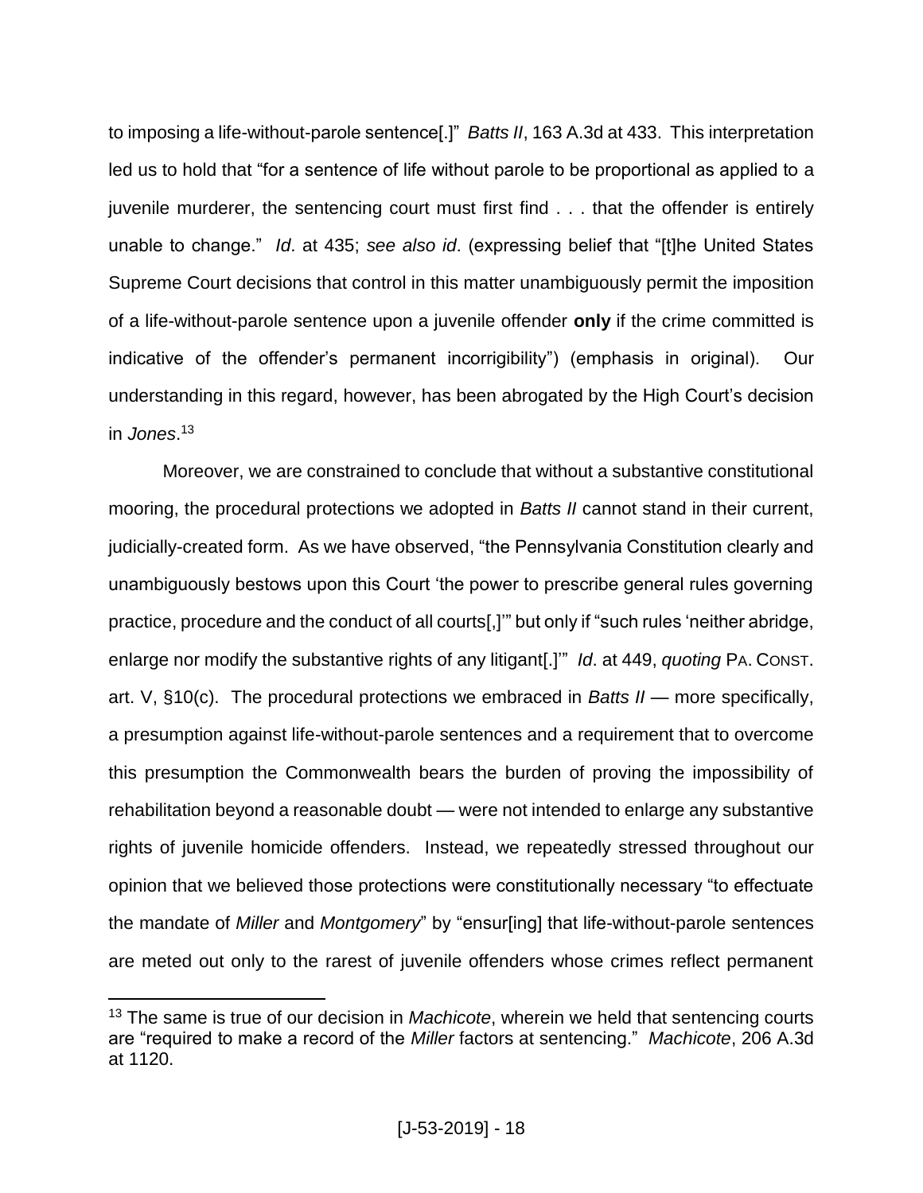to imposing a life-without-parole sentence[.]" *Batts II*, 163 A.3d at 433. This interpretation led us to hold that "for a sentence of life without parole to be proportional as applied to a juvenile murderer, the sentencing court must first find . . . that the offender is entirely unable to change." *Id*. at 435; *see also id*. (expressing belief that "[t]he United States Supreme Court decisions that control in this matter unambiguously permit the imposition of a life-without-parole sentence upon a juvenile offender **only** if the crime committed is indicative of the offender's permanent incorrigibility") (emphasis in original). Our understanding in this regard, however, has been abrogated by the High Court's decision in *Jones*.[13]

Moreover, we are constrained to conclude that without a substantive constitutional mooring, the procedural protections we adopted in *Batts II* cannot stand in their current, judicially-created form. As we have observed, "the Pennsylvania Constitution clearly and unambiguously bestows upon this Court 'the power to prescribe general rules governing practice, procedure and the conduct of all courts[,]'" but only if "such rules 'neither abridge, enlarge nor modify the substantive rights of any litigant[.]'" *Id*. at 449, *quoting* PA. CONST. art. V, §10(c). The procedural protections we embraced in *Batts II* — more specifically, a presumption against life-without-parole sentences and a requirement that to overcome this presumption the Commonwealth bears the burden of proving the impossibility of rehabilitation beyond a reasonable doubt — were not intended to enlarge any substantive rights of juvenile homicide offenders. Instead, we repeatedly stressed throughout our opinion that we believed those protections were constitutionally necessary "to effectuate the mandate of *Miller* and *Montgomery*" by "ensur[ing] that life-without-parole sentences are meted out only to the rarest of juvenile offenders whose crimes reflect permanent

[13] The same is true of our decision in *Machicote*, wherein we held that sentencing courts are "required to make a record of the *Miller* factors at sentencing." *Machicote*, 206 A.3d at 1120.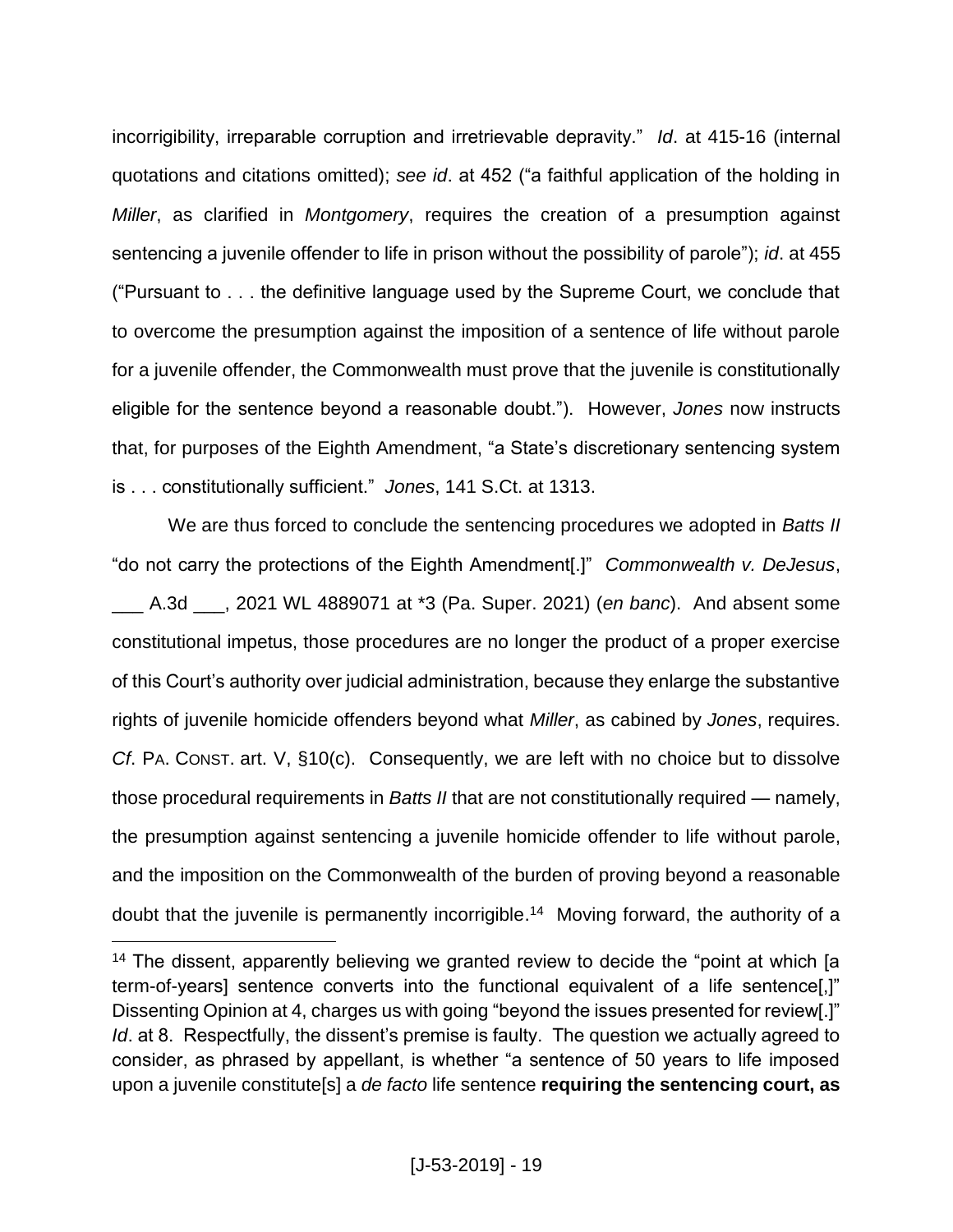incorrigibility, irreparable corruption and irretrievable depravity." *Id*. at 415-16 (internal quotations and citations omitted); *see id*. at 452 ("a faithful application of the holding in *Miller*, as clarified in *Montgomery*, requires the creation of a presumption against sentencing a juvenile offender to life in prison without the possibility of parole"); *id*. at 455 ("Pursuant to . . . the definitive language used by the Supreme Court, we conclude that to overcome the presumption against the imposition of a sentence of life without parole for a juvenile offender, the Commonwealth must prove that the juvenile is constitutionally eligible for the sentence beyond a reasonable doubt."). However, *Jones* now instructs that, for purposes of the Eighth Amendment, "a State's discretionary sentencing system is . . . constitutionally sufficient." *Jones*, 141 S.Ct. at 1313.

We are thus forced to conclude the sentencing procedures we adopted in *Batts II* "do not carry the protections of the Eighth Amendment[.]" *Commonwealth v. DeJesus*, ___ A.3d ___, 2021 WL 4889071 at *3 (Pa. Super. 2021) (*en banc*). And absent some constitutional impetus, those procedures are no longer the product of a proper exercise of this Court's authority over judicial administration, because they enlarge the substantive rights of juvenile homicide offenders beyond what *Miller*, as cabined by *Jones*, requires. *Cf*. PA. CONST. art. V, §10(c). Consequently, we are left with no choice but to dissolve those procedural requirements in *Batts II* that are not constitutionally required — namely, the presumption against sentencing a juvenile homicide offender to life without parole, and the imposition on the Commonwealth of the burden of proving beyond a reasonable doubt that the juvenile is permanently incorrigible.[14] Moving forward, the authority of a

[14] The dissent, apparently believing we granted review to decide the "point at which [a term-of-years] sentence converts into the functional equivalent of a life sentence[,]" Dissenting Opinion at 4, charges us with going "beyond the issues presented for review[.]" *Id*. at 8. Respectfully, the dissent's premise is faulty. The question we actually agreed to consider, as phrased by appellant, is whether "a sentence of 50 years to life imposed upon a juvenile constitute[s] a *de facto* life sentence **requiring the sentencing court, as**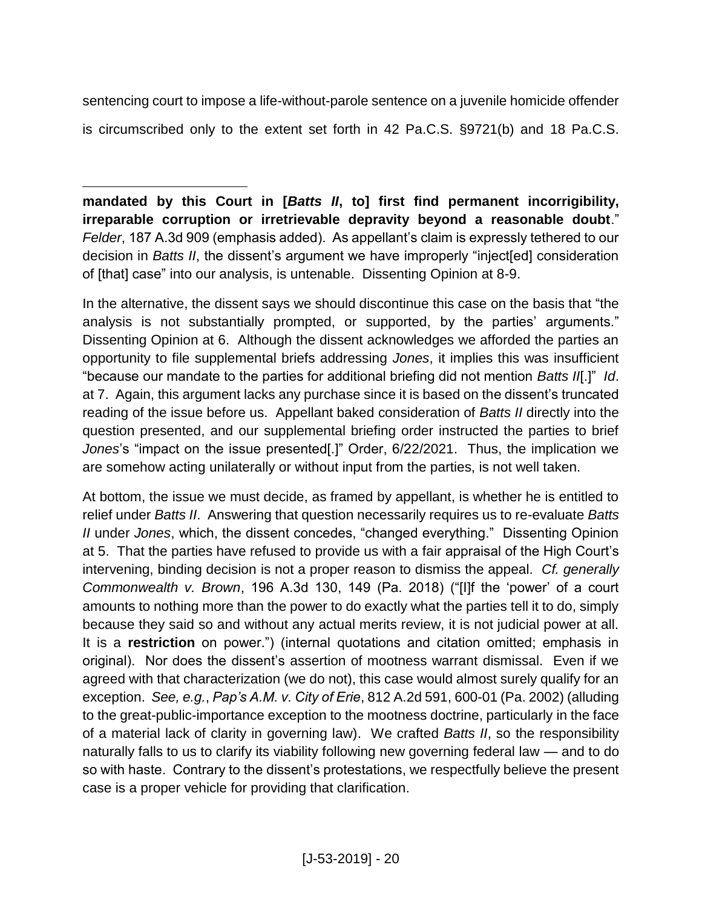sentencing court to impose a life-without-parole sentence on a juvenile homicide offender is circumscribed only to the extent set forth in 42 Pa.C.S. §9721(b) and 18 Pa.C.S.

---

**mandated by this Court in [*Batts II*, to] first find permanent incorrigibility, irreparable corruption or irretrievable depravity beyond a reasonable doubt**." *Felder*, 187 A.3d 909 (emphasis added). As appellant's claim is expressly tethered to our decision in *Batts II*, the dissent's argument we have improperly "inject[ed] consideration of [that] case" into our analysis, is untenable. Dissenting Opinion at 8-9.

In the alternative, the dissent says we should discontinue this case on the basis that "the analysis is not substantially prompted, or supported, by the parties' arguments." Dissenting Opinion at 6. Although the dissent acknowledges we afforded the parties an opportunity to file supplemental briefs addressing *Jones*, it implies this was insufficient "because our mandate to the parties for additional briefing did not mention *Batts II*[.]" *Id*. at 7. Again, this argument lacks any purchase since it is based on the dissent's truncated reading of the issue before us. Appellant baked consideration of *Batts II* directly into the question presented, and our supplemental briefing order instructed the parties to brief *Jones*'s "impact on the issue presented[.]" Order, 6/22/2021. Thus, the implication we are somehow acting unilaterally or without input from the parties, is not well taken.

At bottom, the issue we must decide, as framed by appellant, is whether he is entitled to relief under *Batts II*. Answering that question necessarily requires us to re-evaluate *Batts II* under *Jones*, which, the dissent concedes, "changed everything." Dissenting Opinion at 5. That the parties have refused to provide us with a fair appraisal of the High Court's intervening, binding decision is not a proper reason to dismiss the appeal. *Cf. generally Commonwealth v. Brown*, 196 A.3d 130, 149 (Pa. 2018) ("[I]f the 'power' of a court amounts to nothing more than the power to do exactly what the parties tell it to do, simply because they said so and without any actual merits review, it is not judicial power at all. It is a **restriction** on power.") (internal quotations and citation omitted; emphasis in original). Nor does the dissent's assertion of mootness warrant dismissal. Even if we agreed with that characterization (we do not), this case would almost surely qualify for an exception. *See, e.g.*, *Pap's A.M. v. City of Erie*, 812 A.2d 591, 600-01 (Pa. 2002) (alluding to the great-public-importance exception to the mootness doctrine, particularly in the face of a material lack of clarity in governing law). We crafted *Batts II*, so the responsibility naturally falls to us to clarify its viability following new governing federal law — and to do so with haste. Contrary to the dissent's protestations, we respectfully believe the present case is a proper vehicle for providing that clarification.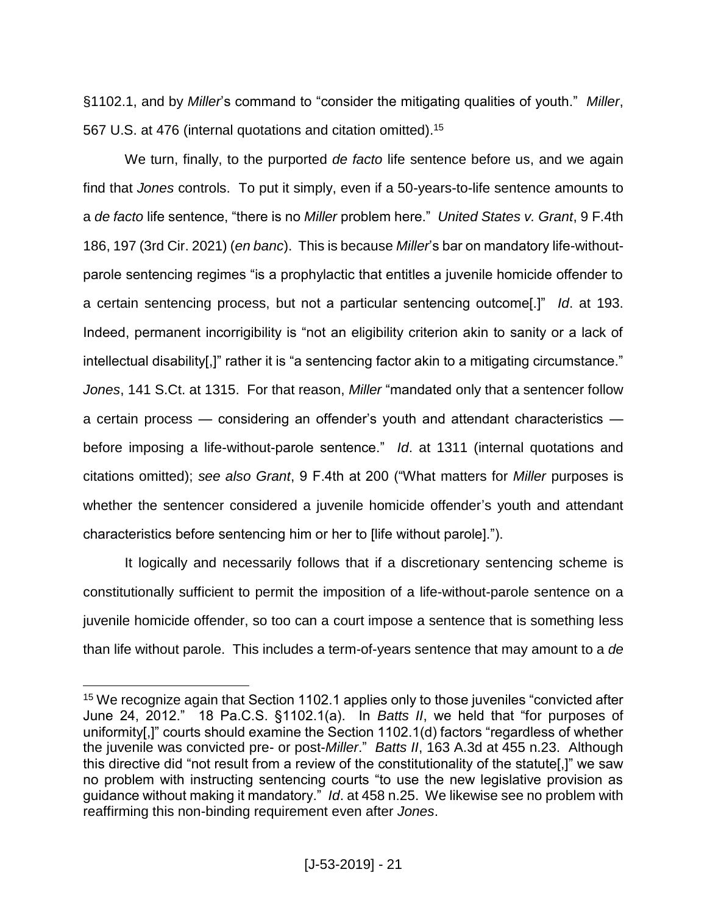§1102.1, and by *Miller*'s command to "consider the mitigating qualities of youth." *Miller*, 567 U.S. at 476 (internal quotations and citation omitted).[15]

We turn, finally, to the purported *de facto* life sentence before us, and we again find that *Jones* controls. To put it simply, even if a 50-years-to-life sentence amounts to a *de facto* life sentence, "there is no *Miller* problem here." *United States v. Grant*, 9 F.4th 186, 197 (3rd Cir. 2021) (*en banc*). This is because *Miller*'s bar on mandatory life-without-parole sentencing regimes "is a prophylactic that entitles a juvenile homicide offender to a certain sentencing process, but not a particular sentencing outcome[.]" *Id*. at 193. Indeed, permanent incorrigibility is "not an eligibility criterion akin to sanity or a lack of intellectual disability[,]" rather it is "a sentencing factor akin to a mitigating circumstance." *Jones*, 141 S.Ct. at 1315. For that reason, *Miller* "mandated only that a sentencer follow a certain process — considering an offender's youth and attendant characteristics — before imposing a life-without-parole sentence." *Id*. at 1311 (internal quotations and citations omitted); *see also Grant*, 9 F.4th at 200 ("What matters for *Miller* purposes is whether the sentencer considered a juvenile homicide offender's youth and attendant characteristics before sentencing him or her to [life without parole].").

It logically and necessarily follows that if a discretionary sentencing scheme is constitutionally sufficient to permit the imposition of a life-without-parole sentence on a juvenile homicide offender, so too can a court impose a sentence that is something less than life without parole. This includes a term-of-years sentence that may amount to a *de*

---

[15] We recognize again that Section 1102.1 applies only to those juveniles "convicted after June 24, 2012." 18 Pa.C.S. §1102.1(a). In *Batts II*, we held that "for purposes of uniformity[,]" courts should examine the Section 1102.1(d) factors "regardless of whether the juvenile was convicted pre- or post-*Miller*." *Batts II*, 163 A.3d at 455 n.23. Although this directive did "not result from a review of the constitutionality of the statute[,]" we saw no problem with instructing sentencing courts "to use the new legislative provision as guidance without making it mandatory." *Id*. at 458 n.25. We likewise see no problem with reaffirming this non-binding requirement even after *Jones*.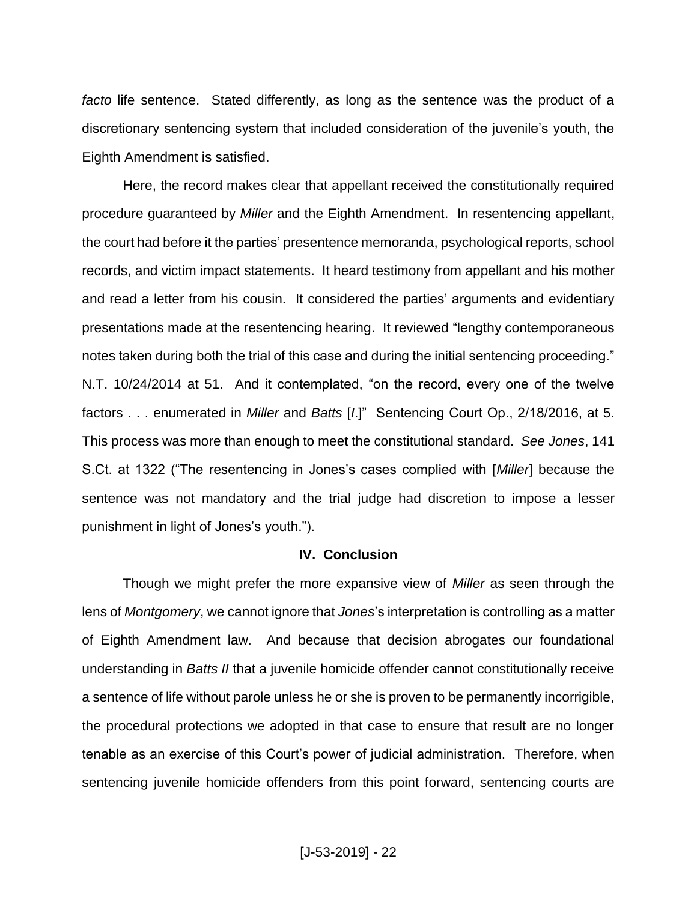*facto* life sentence. Stated differently, as long as the sentence was the product of a discretionary sentencing system that included consideration of the juvenile's youth, the Eighth Amendment is satisfied.

Here, the record makes clear that appellant received the constitutionally required procedure guaranteed by *Miller* and the Eighth Amendment. In resentencing appellant, the court had before it the parties' presentence memoranda, psychological reports, school records, and victim impact statements. It heard testimony from appellant and his mother and read a letter from his cousin. It considered the parties' arguments and evidentiary presentations made at the resentencing hearing. It reviewed "lengthy contemporaneous notes taken during both the trial of this case and during the initial sentencing proceeding." N.T. 10/24/2014 at 51. And it contemplated, "on the record, every one of the twelve factors . . . enumerated in *Miller* and *Batts* [*I*.]" Sentencing Court Op., 2/18/2016, at 5. This process was more than enough to meet the constitutional standard. *See Jones*, 141 S.Ct. at 1322 ("The resentencing in Jones's cases complied with [*Miller*] because the sentence was not mandatory and the trial judge had discretion to impose a lesser punishment in light of Jones's youth.").

## IV. Conclusion

Though we might prefer the more expansive view of *Miller* as seen through the lens of *Montgomery*, we cannot ignore that *Jones*'s interpretation is controlling as a matter of Eighth Amendment law. And because that decision abrogates our foundational understanding in *Batts II* that a juvenile homicide offender cannot constitutionally receive a sentence of life without parole unless he or she is proven to be permanently incorrigible, the procedural protections we adopted in that case to ensure that result are no longer tenable as an exercise of this Court's power of judicial administration. Therefore, when sentencing juvenile homicide offenders from this point forward, sentencing courts are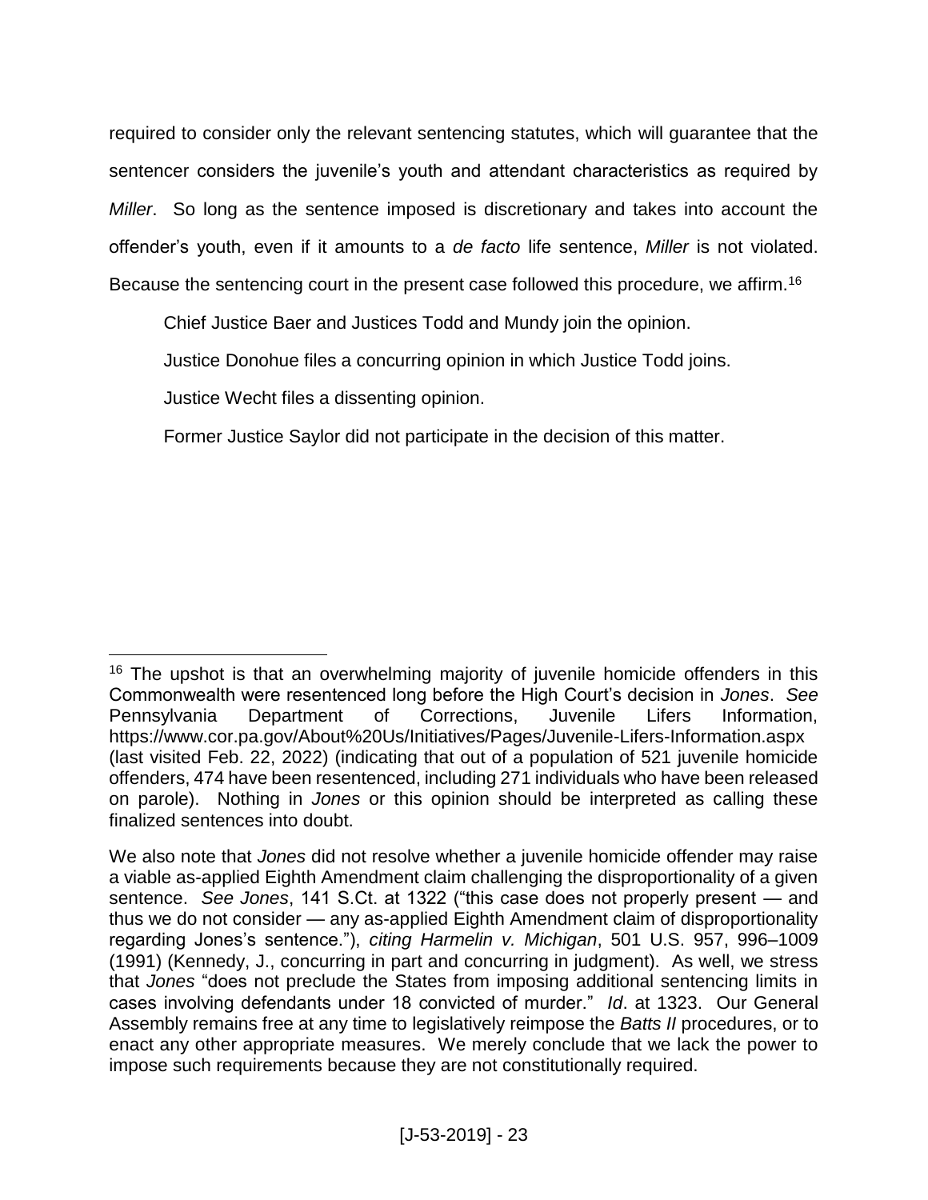required to consider only the relevant sentencing statutes, which will guarantee that the sentencer considers the juvenile's youth and attendant characteristics as required by *Miller*. So long as the sentence imposed is discretionary and takes into account the offender's youth, even if it amounts to a *de facto* life sentence, *Miller* is not violated. Because the sentencing court in the present case followed this procedure, we affirm.[16]

Chief Justice Baer and Justices Todd and Mundy join the opinion.

Justice Donohue files a concurring opinion in which Justice Todd joins.

Justice Wecht files a dissenting opinion.

Former Justice Saylor did not participate in the decision of this matter.

---

[16] The upshot is that an overwhelming majority of juvenile homicide offenders in this Commonwealth were resentenced long before the High Court's decision in *Jones*. *See* Pennsylvania Department of Corrections, Juvenile Lifers Information, https://www.cor.pa.gov/About%20Us/Initiatives/Pages/Juvenile-Lifers-Information.aspx (last visited Feb. 22, 2022) (indicating that out of a population of 521 juvenile homicide offenders, 474 have been resentenced, including 271 individuals who have been released on parole). Nothing in *Jones* or this opinion should be interpreted as calling these finalized sentences into doubt.

We also note that *Jones* did not resolve whether a juvenile homicide offender may raise a viable as-applied Eighth Amendment claim challenging the disproportionality of a given sentence. *See Jones*, 141 S.Ct. at 1322 ("this case does not properly present — and thus we do not consider — any as-applied Eighth Amendment claim of disproportionality regarding Jones's sentence."), *citing Harmelin v. Michigan*, 501 U.S. 957, 996–1009 (1991) (Kennedy, J., concurring in part and concurring in judgment). As well, we stress that *Jones* "does not preclude the States from imposing additional sentencing limits in cases involving defendants under 18 convicted of murder." *Id*. at 1323. Our General Assembly remains free at any time to legislatively reimpose the *Batts II* procedures, or to enact any other appropriate measures. We merely conclude that we lack the power to impose such requirements because they are not constitutionally required.